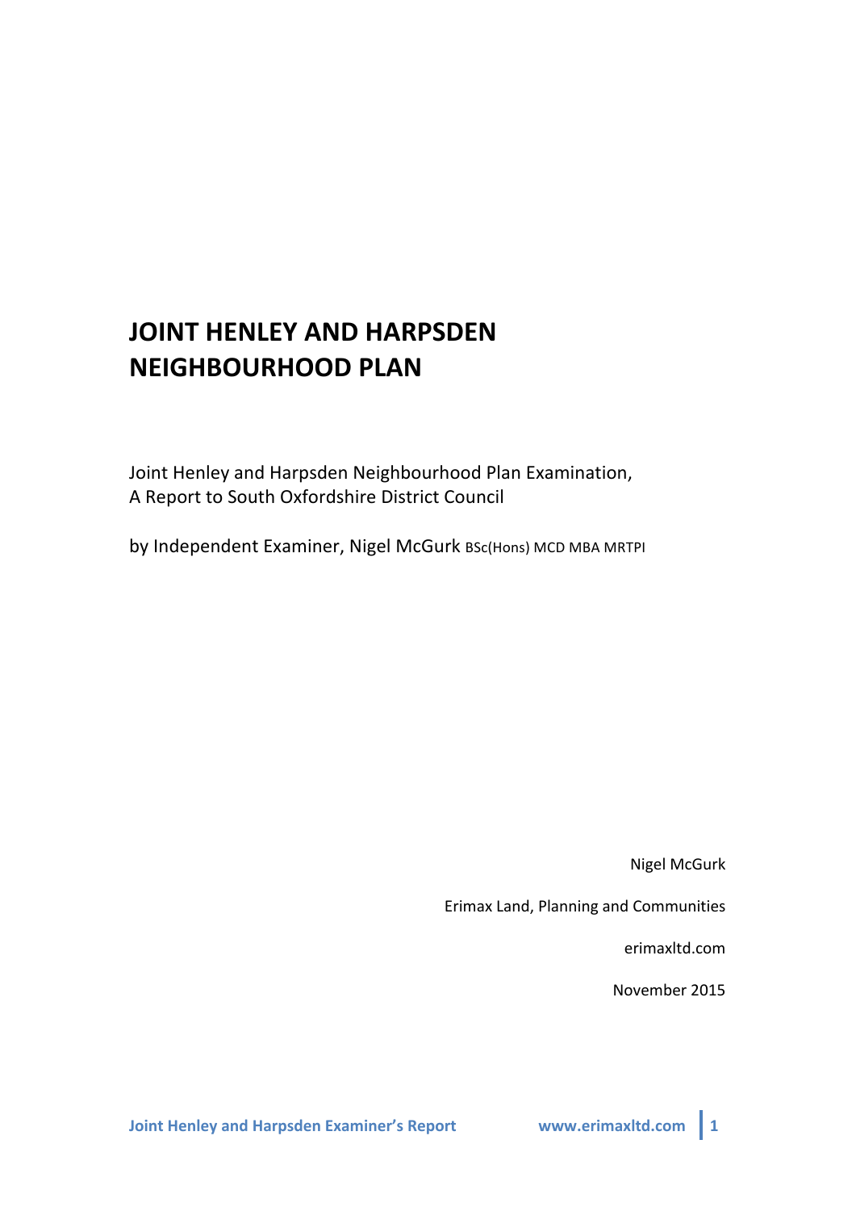# JOINT HENLEY AND HARPSDEN NEIGHBOURHOOD PLAN

Joint Henley and Harpsden Neighbourhood Plan Examination,
A Report to South Oxfordshire District Council

by Independent Examiner, Nigel McGurk BSc(Hons) MCD MBA MRTPI

Nigel McGurk

Erimax Land, Planning and Communities

erimaxltd.com

November 2015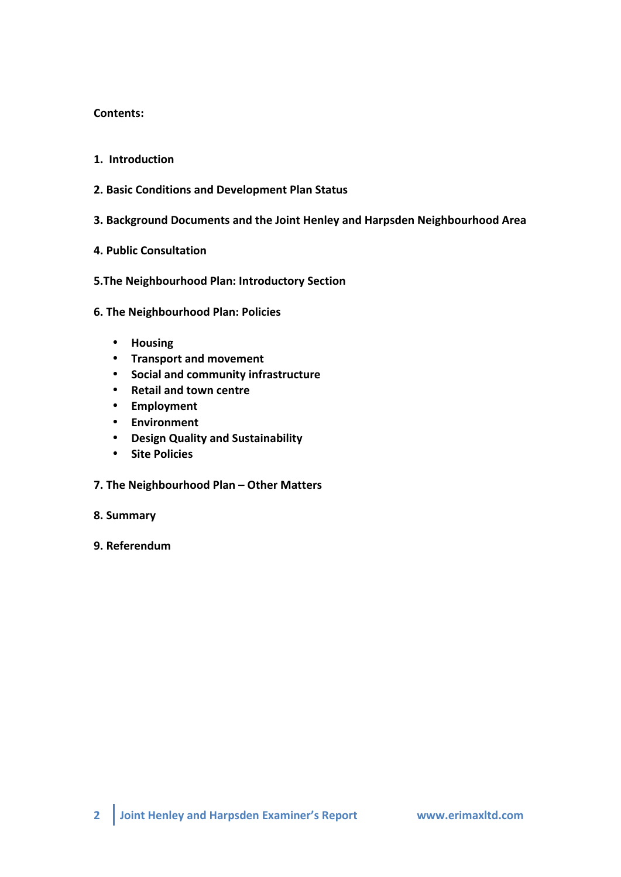**Contents:**

**1. Introduction**

**2. Basic Conditions and Development Plan Status**

**3. Background Documents and the Joint Henley and Harpsden Neighbourhood Area**

**4. Public Consultation**

**5.The Neighbourhood Plan: Introductory Section**

**6. The Neighbourhood Plan: Policies**

- **Housing**
- **Transport and movement**
- **Social and community infrastructure**
- **Retail and town centre**
- **Employment**
- **Environment**
- **Design Quality and Sustainability**
- **Site Policies**

**7. The Neighbourhood Plan – Other Matters**

**8. Summary**

**9. Referendum**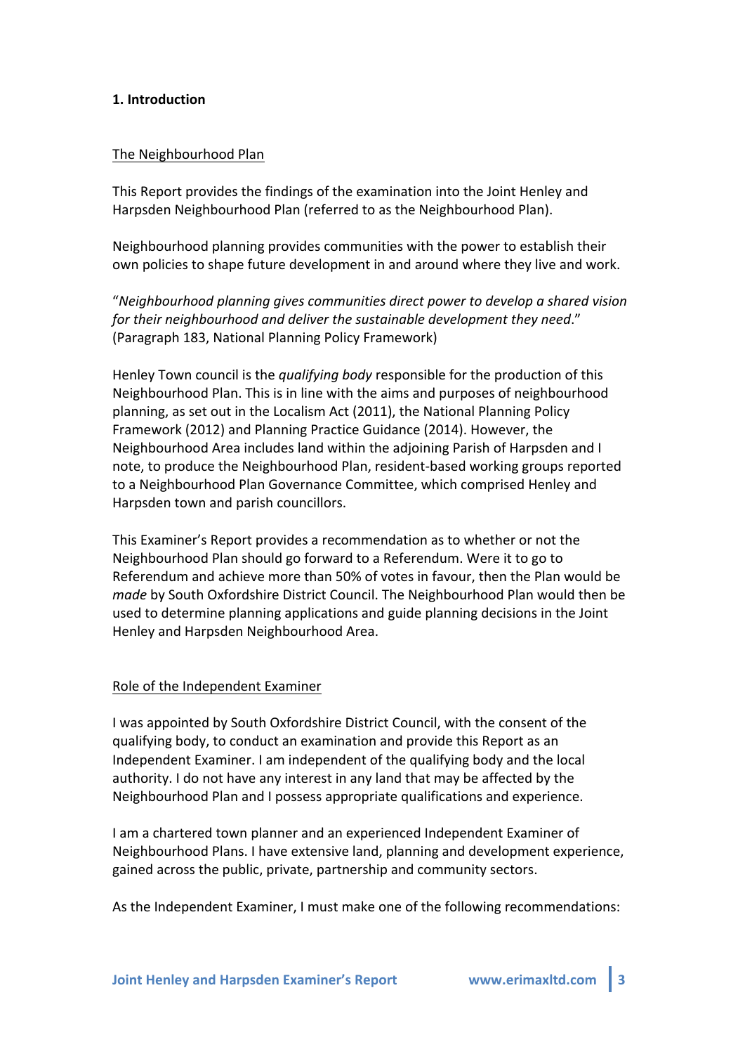**1. Introduction**

The Neighbourhood Plan

This Report provides the findings of the examination into the Joint Henley and Harpsden Neighbourhood Plan (referred to as the Neighbourhood Plan).

Neighbourhood planning provides communities with the power to establish their own policies to shape future development in and around where they live and work.

"*Neighbourhood planning gives communities direct power to develop a shared vision for their neighbourhood and deliver the sustainable development they need*." (Paragraph 183, National Planning Policy Framework)

Henley Town council is the *qualifying body* responsible for the production of this Neighbourhood Plan. This is in line with the aims and purposes of neighbourhood planning, as set out in the Localism Act (2011), the National Planning Policy Framework (2012) and Planning Practice Guidance (2014). However, the Neighbourhood Area includes land within the adjoining Parish of Harpsden and I note, to produce the Neighbourhood Plan, resident-based working groups reported to a Neighbourhood Plan Governance Committee, which comprised Henley and Harpsden town and parish councillors.

This Examiner's Report provides a recommendation as to whether or not the Neighbourhood Plan should go forward to a Referendum. Were it to go to Referendum and achieve more than 50% of votes in favour, then the Plan would be *made* by South Oxfordshire District Council. The Neighbourhood Plan would then be used to determine planning applications and guide planning decisions in the Joint Henley and Harpsden Neighbourhood Area.

Role of the Independent Examiner

I was appointed by South Oxfordshire District Council, with the consent of the qualifying body, to conduct an examination and provide this Report as an Independent Examiner. I am independent of the qualifying body and the local authority. I do not have any interest in any land that may be affected by the Neighbourhood Plan and I possess appropriate qualifications and experience.

I am a chartered town planner and an experienced Independent Examiner of Neighbourhood Plans. I have extensive land, planning and development experience, gained across the public, private, partnership and community sectors.

As the Independent Examiner, I must make one of the following recommendations: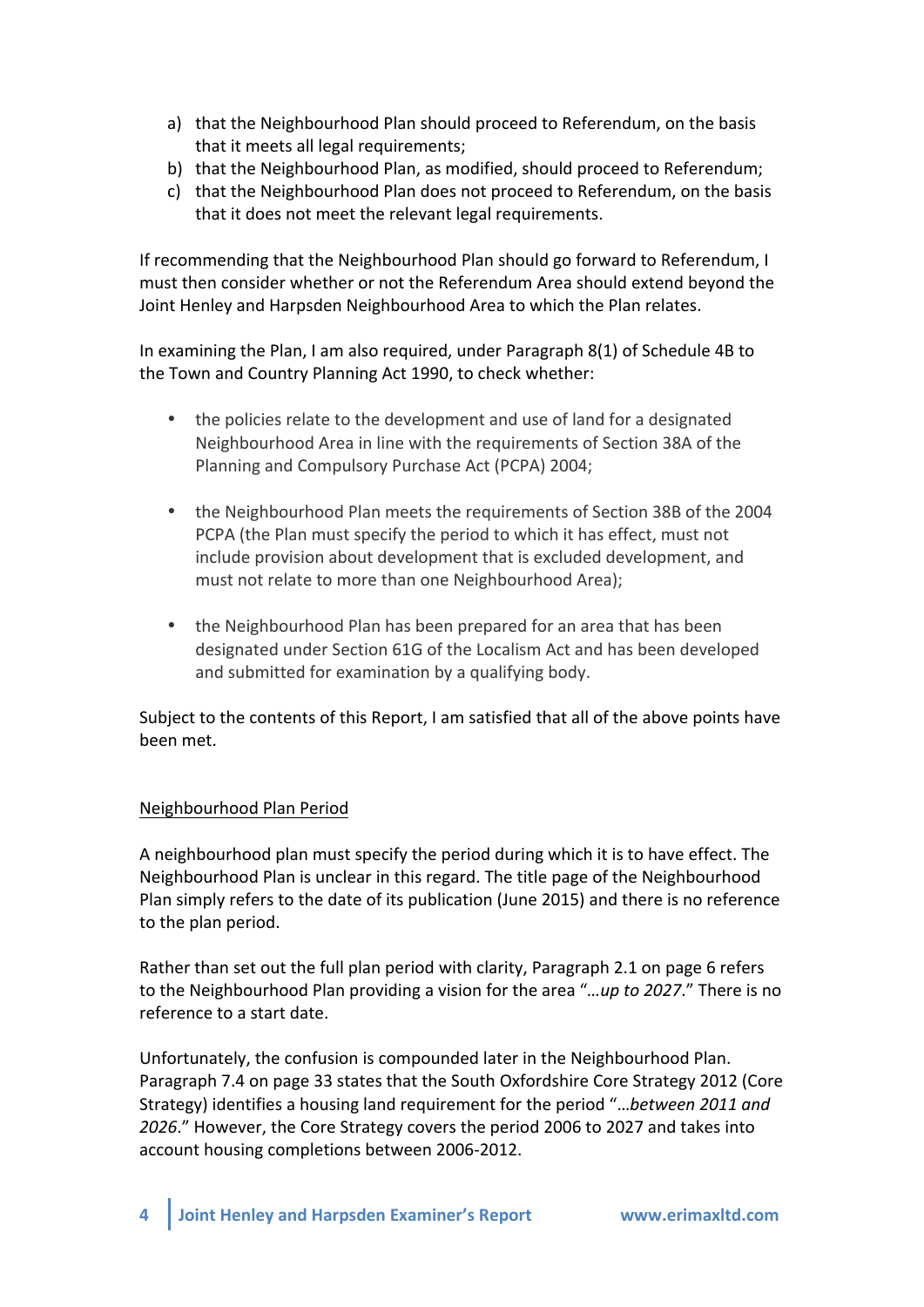a) that the Neighbourhood Plan should proceed to Referendum, on the basis that it meets all legal requirements;
b) that the Neighbourhood Plan, as modified, should proceed to Referendum;
c) that the Neighbourhood Plan does not proceed to Referendum, on the basis that it does not meet the relevant legal requirements.

If recommending that the Neighbourhood Plan should go forward to Referendum, I must then consider whether or not the Referendum Area should extend beyond the Joint Henley and Harpsden Neighbourhood Area to which the Plan relates.

In examining the Plan, I am also required, under Paragraph 8(1) of Schedule 4B to the Town and Country Planning Act 1990, to check whether:

- the policies relate to the development and use of land for a designated Neighbourhood Area in line with the requirements of Section 38A of the Planning and Compulsory Purchase Act (PCPA) 2004;

- the Neighbourhood Plan meets the requirements of Section 38B of the 2004 PCPA (the Plan must specify the period to which it has effect, must not include provision about development that is excluded development, and must not relate to more than one Neighbourhood Area);

- the Neighbourhood Plan has been prepared for an area that has been designated under Section 61G of the Localism Act and has been developed and submitted for examination by a qualifying body.

Subject to the contents of this Report, I am satisfied that all of the above points have been met.

<u>Neighbourhood Plan Period</u>

A neighbourhood plan must specify the period during which it is to have effect. The Neighbourhood Plan is unclear in this regard. The title page of the Neighbourhood Plan simply refers to the date of its publication (June 2015) and there is no reference to the plan period.

Rather than set out the full plan period with clarity, Paragraph 2.1 on page 6 refers to the Neighbourhood Plan providing a vision for the area "*…up to 2027*." There is no reference to a start date.

Unfortunately, the confusion is compounded later in the Neighbourhood Plan. Paragraph 7.4 on page 33 states that the South Oxfordshire Core Strategy 2012 (Core Strategy) identifies a housing land requirement for the period "*…between 2011 and 2026*." However, the Core Strategy covers the period 2006 to 2027 and takes into account housing completions between 2006-2012.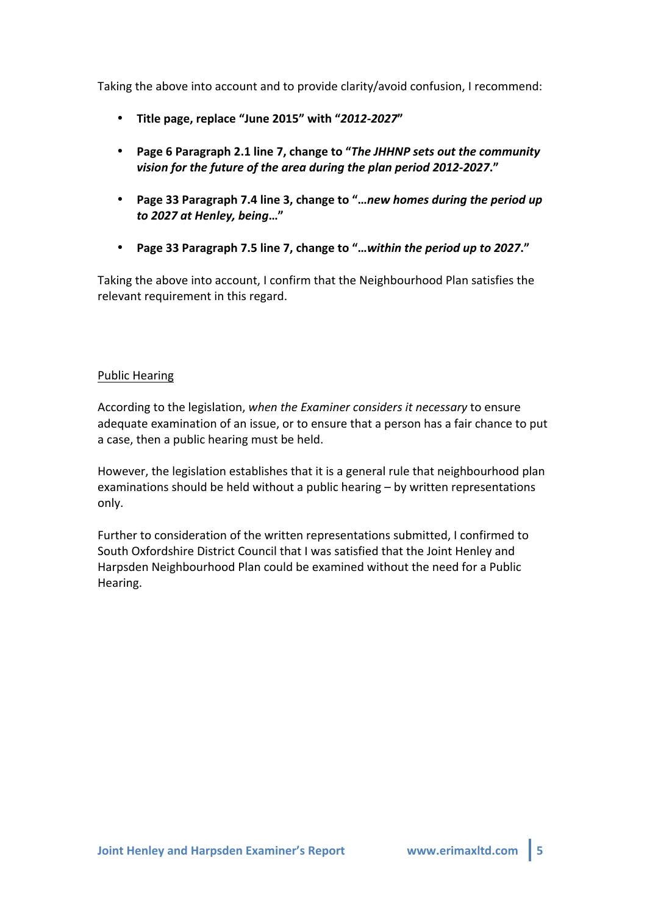Taking the above into account and to provide clarity/avoid confusion, I recommend:

- **Title page, replace "June 2015" with "*2012-2027*"**
- **Page 6 Paragraph 2.1 line 7, change to "*The JHHNP sets out the community vision for the future of the area during the plan period 2012-2027*."**
- **Page 33 Paragraph 7.4 line 3, change to "…*new homes during the period up to 2027 at Henley, being*…"**
- **Page 33 Paragraph 7.5 line 7, change to "…*within the period up to 2027*."**

Taking the above into account, I confirm that the Neighbourhood Plan satisfies the relevant requirement in this regard.

<u>Public Hearing</u>

According to the legislation, *when the Examiner considers it necessary* to ensure adequate examination of an issue, or to ensure that a person has a fair chance to put a case, then a public hearing must be held.

However, the legislation establishes that it is a general rule that neighbourhood plan examinations should be held without a public hearing – by written representations only.

Further to consideration of the written representations submitted, I confirmed to South Oxfordshire District Council that I was satisfied that the Joint Henley and Harpsden Neighbourhood Plan could be examined without the need for a Public Hearing.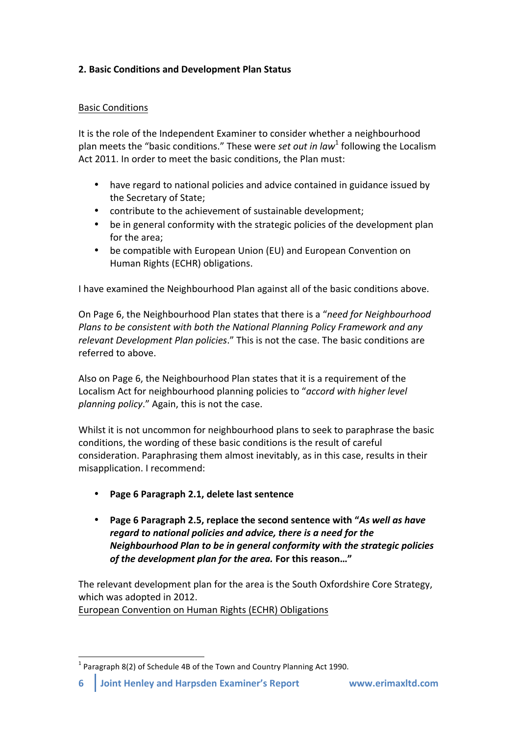**2. Basic Conditions and Development Plan Status**

Basic Conditions

It is the role of the Independent Examiner to consider whether a neighbourhood plan meets the "basic conditions." These were *set out in law*[1] following the Localism Act 2011. In order to meet the basic conditions, the Plan must:

- have regard to national policies and advice contained in guidance issued by the Secretary of State;
- contribute to the achievement of sustainable development;
- be in general conformity with the strategic policies of the development plan for the area;
- be compatible with European Union (EU) and European Convention on Human Rights (ECHR) obligations.

I have examined the Neighbourhood Plan against all of the basic conditions above.

On Page 6, the Neighbourhood Plan states that there is a "*need for Neighbourhood Plans to be consistent with both the National Planning Policy Framework and any relevant Development Plan policies*." This is not the case. The basic conditions are referred to above.

Also on Page 6, the Neighbourhood Plan states that it is a requirement of the Localism Act for neighbourhood planning policies to "*accord with higher level planning policy*." Again, this is not the case.

Whilst it is not uncommon for neighbourhood plans to seek to paraphrase the basic conditions, the wording of these basic conditions is the result of careful consideration. Paraphrasing them almost inevitably, as in this case, results in their misapplication. I recommend:

- **Page 6 Paragraph 2.1, delete last sentence**

- **Page 6 Paragraph 2.5, replace the second sentence with "*As well as have regard to national policies and advice, there is a need for the Neighbourhood Plan to be in general conformity with the strategic policies of the development plan for the area.* For this reason…"**

The relevant development plan for the area is the South Oxfordshire Core Strategy, which was adopted in 2012.

European Convention on Human Rights (ECHR) Obligations

[1] Paragraph 8(2) of Schedule 4B of the Town and Country Planning Act 1990.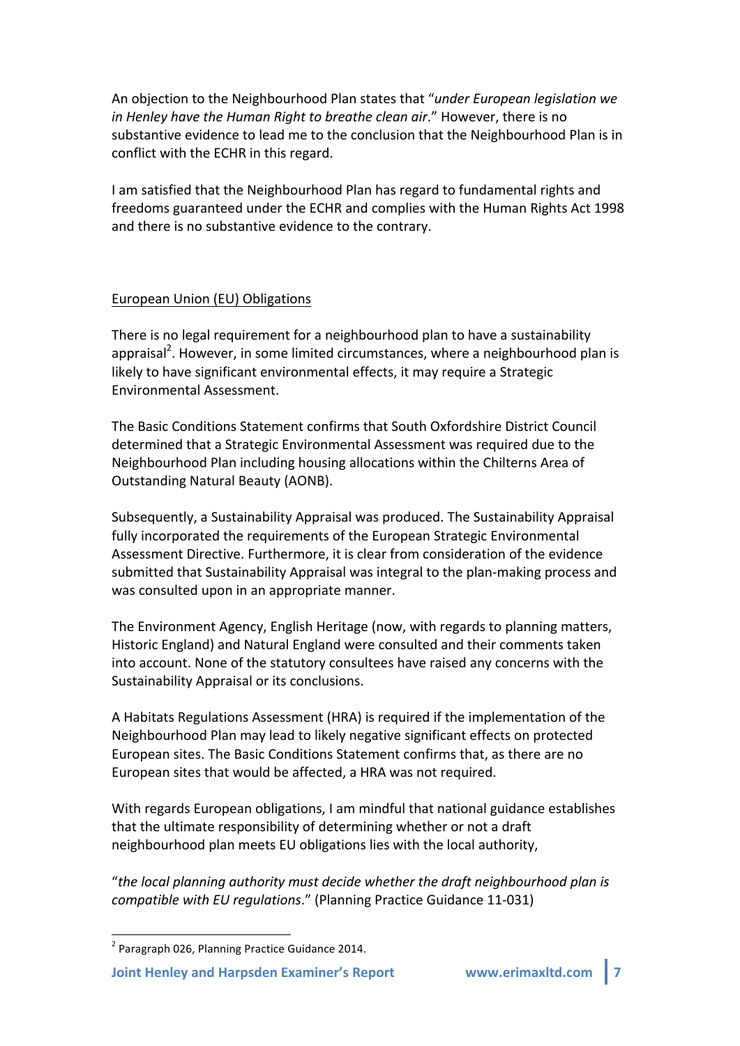An objection to the Neighbourhood Plan states that "*under European legislation we in Henley have the Human Right to breathe clean air*." However, there is no substantive evidence to lead me to the conclusion that the Neighbourhood Plan is in conflict with the ECHR in this regard.

I am satisfied that the Neighbourhood Plan has regard to fundamental rights and freedoms guaranteed under the ECHR and complies with the Human Rights Act 1998 and there is no substantive evidence to the contrary.

## European Union (EU) Obligations

There is no legal requirement for a neighbourhood plan to have a sustainability appraisal[2]. However, in some limited circumstances, where a neighbourhood plan is likely to have significant environmental effects, it may require a Strategic Environmental Assessment.

The Basic Conditions Statement confirms that South Oxfordshire District Council determined that a Strategic Environmental Assessment was required due to the Neighbourhood Plan including housing allocations within the Chilterns Area of Outstanding Natural Beauty (AONB).

Subsequently, a Sustainability Appraisal was produced. The Sustainability Appraisal fully incorporated the requirements of the European Strategic Environmental Assessment Directive. Furthermore, it is clear from consideration of the evidence submitted that Sustainability Appraisal was integral to the plan-making process and was consulted upon in an appropriate manner.

The Environment Agency, English Heritage (now, with regards to planning matters, Historic England) and Natural England were consulted and their comments taken into account. None of the statutory consultees have raised any concerns with the Sustainability Appraisal or its conclusions.

A Habitats Regulations Assessment (HRA) is required if the implementation of the Neighbourhood Plan may lead to likely negative significant effects on protected European sites. The Basic Conditions Statement confirms that, as there are no European sites that would be affected, a HRA was not required.

With regards European obligations, I am mindful that national guidance establishes that the ultimate responsibility of determining whether or not a draft neighbourhood plan meets EU obligations lies with the local authority,

"*the local planning authority must decide whether the draft neighbourhood plan is compatible with EU regulations*." (Planning Practice Guidance 11-031)

---

[2] Paragraph 026, Planning Practice Guidance 2014.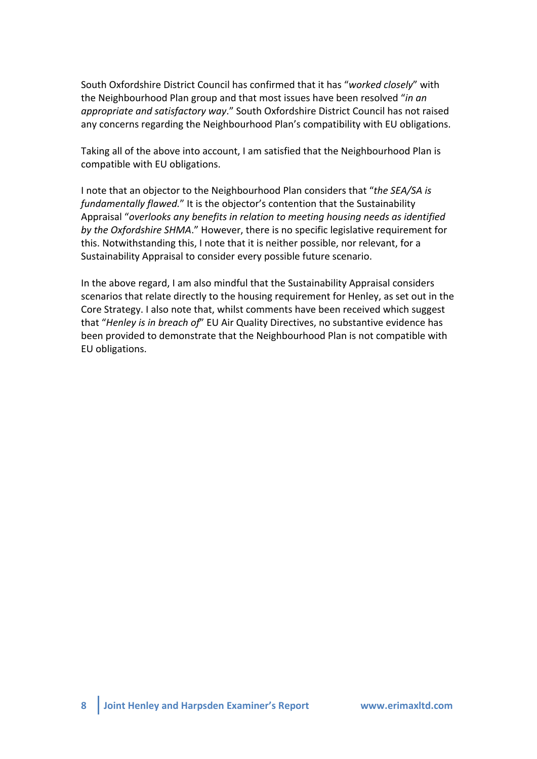South Oxfordshire District Council has confirmed that it has "*worked closely*" with the Neighbourhood Plan group and that most issues have been resolved "*in an appropriate and satisfactory way*." South Oxfordshire District Council has not raised any concerns regarding the Neighbourhood Plan's compatibility with EU obligations.

Taking all of the above into account, I am satisfied that the Neighbourhood Plan is compatible with EU obligations.

I note that an objector to the Neighbourhood Plan considers that "*the SEA/SA is fundamentally flawed.*" It is the objector's contention that the Sustainability Appraisal "*overlooks any benefits in relation to meeting housing needs as identified by the Oxfordshire SHMA*." However, there is no specific legislative requirement for this. Notwithstanding this, I note that it is neither possible, nor relevant, for a Sustainability Appraisal to consider every possible future scenario.

In the above regard, I am also mindful that the Sustainability Appraisal considers scenarios that relate directly to the housing requirement for Henley, as set out in the Core Strategy. I also note that, whilst comments have been received which suggest that "*Henley is in breach of*" EU Air Quality Directives, no substantive evidence has been provided to demonstrate that the Neighbourhood Plan is not compatible with EU obligations.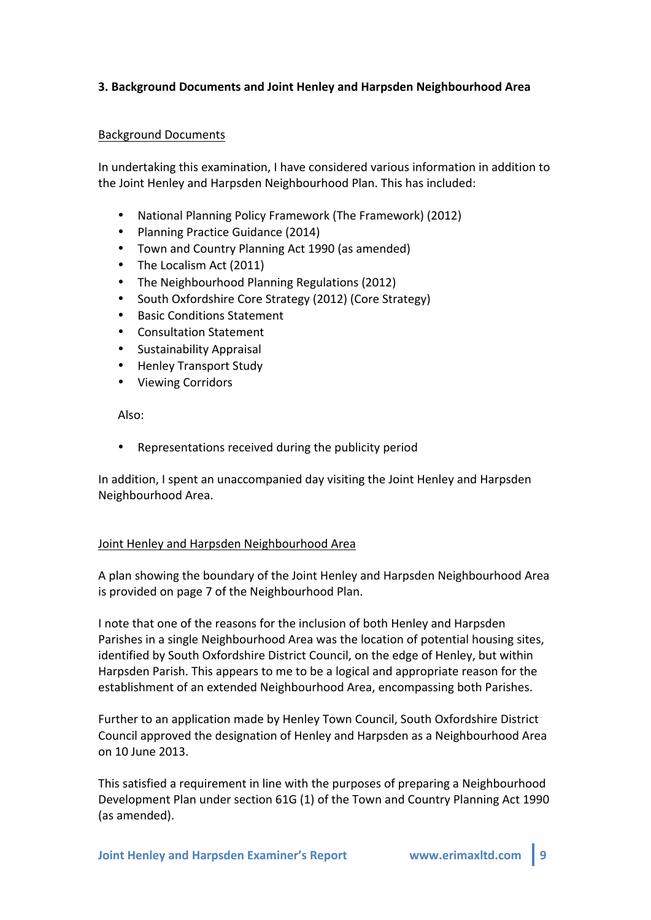## 3. Background Documents and Joint Henley and Harpsden Neighbourhood Area

### Background Documents

In undertaking this examination, I have considered various information in addition to the Joint Henley and Harpsden Neighbourhood Plan. This has included:

- National Planning Policy Framework (The Framework) (2012)
- Planning Practice Guidance (2014)
- Town and Country Planning Act 1990 (as amended)
- The Localism Act (2011)
- The Neighbourhood Planning Regulations (2012)
- South Oxfordshire Core Strategy (2012) (Core Strategy)
- Basic Conditions Statement
- Consultation Statement
- Sustainability Appraisal
- Henley Transport Study
- Viewing Corridors

Also:

- Representations received during the publicity period

In addition, I spent an unaccompanied day visiting the Joint Henley and Harpsden Neighbourhood Area.

### Joint Henley and Harpsden Neighbourhood Area

A plan showing the boundary of the Joint Henley and Harpsden Neighbourhood Area is provided on page 7 of the Neighbourhood Plan.

I note that one of the reasons for the inclusion of both Henley and Harpsden Parishes in a single Neighbourhood Area was the location of potential housing sites, identified by South Oxfordshire District Council, on the edge of Henley, but within Harpsden Parish. This appears to me to be a logical and appropriate reason for the establishment of an extended Neighbourhood Area, encompassing both Parishes.

Further to an application made by Henley Town Council, South Oxfordshire District Council approved the designation of Henley and Harpsden as a Neighbourhood Area on 10 June 2013.

This satisfied a requirement in line with the purposes of preparing a Neighbourhood Development Plan under section 61G (1) of the Town and Country Planning Act 1990 (as amended).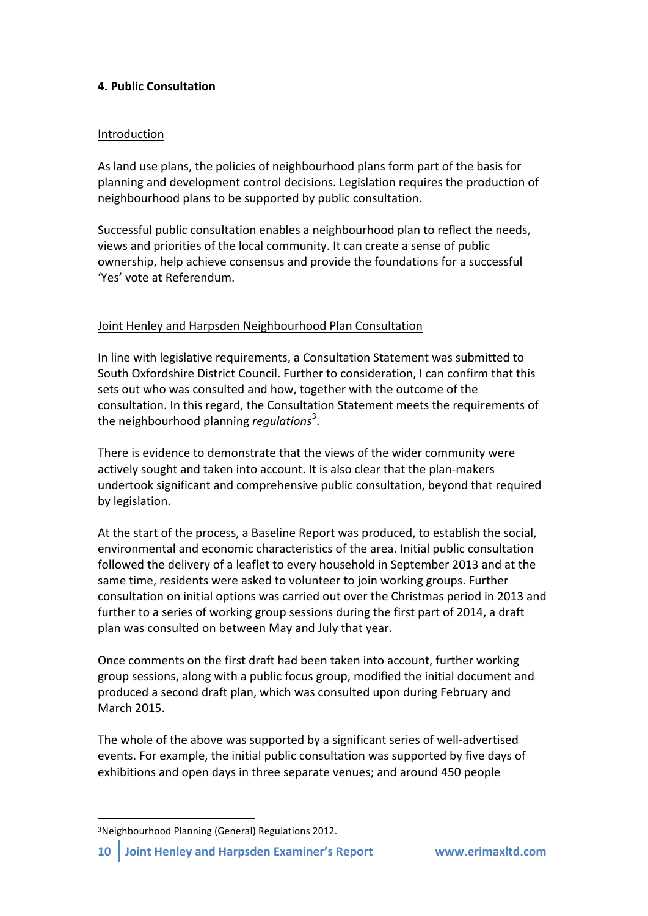**4. Public Consultation**

Introduction

As land use plans, the policies of neighbourhood plans form part of the basis for planning and development control decisions. Legislation requires the production of neighbourhood plans to be supported by public consultation.

Successful public consultation enables a neighbourhood plan to reflect the needs, views and priorities of the local community. It can create a sense of public ownership, help achieve consensus and provide the foundations for a successful 'Yes' vote at Referendum.

Joint Henley and Harpsden Neighbourhood Plan Consultation

In line with legislative requirements, a Consultation Statement was submitted to South Oxfordshire District Council. Further to consideration, I can confirm that this sets out who was consulted and how, together with the outcome of the consultation. In this regard, the Consultation Statement meets the requirements of the neighbourhood planning *regulations*[3].

There is evidence to demonstrate that the views of the wider community were actively sought and taken into account. It is also clear that the plan-makers undertook significant and comprehensive public consultation, beyond that required by legislation.

At the start of the process, a Baseline Report was produced, to establish the social, environmental and economic characteristics of the area. Initial public consultation followed the delivery of a leaflet to every household in September 2013 and at the same time, residents were asked to volunteer to join working groups. Further consultation on initial options was carried out over the Christmas period in 2013 and further to a series of working group sessions during the first part of 2014, a draft plan was consulted on between May and July that year.

Once comments on the first draft had been taken into account, further working group sessions, along with a public focus group, modified the initial document and produced a second draft plan, which was consulted upon during February and March 2015.

The whole of the above was supported by a significant series of well-advertised events. For example, the initial public consultation was supported by five days of exhibitions and open days in three separate venues; and around 450 people

[3] Neighbourhood Planning (General) Regulations 2012.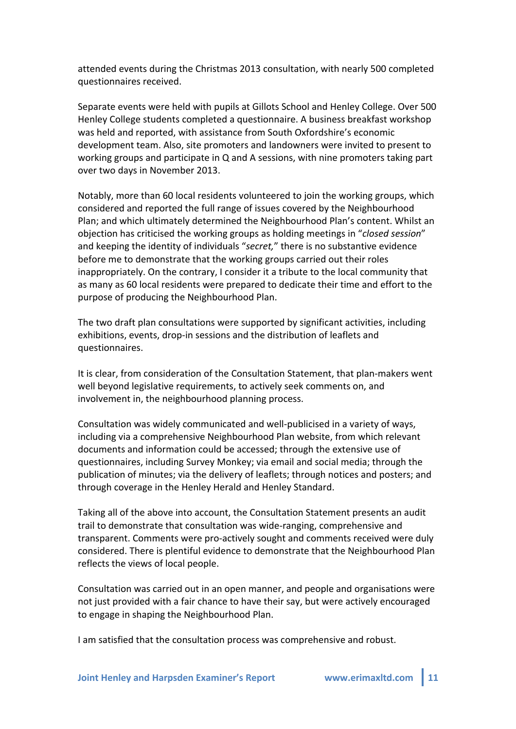attended events during the Christmas 2013 consultation, with nearly 500 completed questionnaires received.

Separate events were held with pupils at Gillots School and Henley College. Over 500 Henley College students completed a questionnaire. A business breakfast workshop was held and reported, with assistance from South Oxfordshire's economic development team. Also, site promoters and landowners were invited to present to working groups and participate in Q and A sessions, with nine promoters taking part over two days in November 2013.

Notably, more than 60 local residents volunteered to join the working groups, which considered and reported the full range of issues covered by the Neighbourhood Plan; and which ultimately determined the Neighbourhood Plan's content. Whilst an objection has criticised the working groups as holding meetings in "*closed session*" and keeping the identity of individuals "*secret,*" there is no substantive evidence before me to demonstrate that the working groups carried out their roles inappropriately. On the contrary, I consider it a tribute to the local community that as many as 60 local residents were prepared to dedicate their time and effort to the purpose of producing the Neighbourhood Plan.

The two draft plan consultations were supported by significant activities, including exhibitions, events, drop-in sessions and the distribution of leaflets and questionnaires.

It is clear, from consideration of the Consultation Statement, that plan-makers went well beyond legislative requirements, to actively seek comments on, and involvement in, the neighbourhood planning process.

Consultation was widely communicated and well-publicised in a variety of ways, including via a comprehensive Neighbourhood Plan website, from which relevant documents and information could be accessed; through the extensive use of questionnaires, including Survey Monkey; via email and social media; through the publication of minutes; via the delivery of leaflets; through notices and posters; and through coverage in the Henley Herald and Henley Standard.

Taking all of the above into account, the Consultation Statement presents an audit trail to demonstrate that consultation was wide-ranging, comprehensive and transparent. Comments were pro-actively sought and comments received were duly considered. There is plentiful evidence to demonstrate that the Neighbourhood Plan reflects the views of local people.

Consultation was carried out in an open manner, and people and organisations were not just provided with a fair chance to have their say, but were actively encouraged to engage in shaping the Neighbourhood Plan.

I am satisfied that the consultation process was comprehensive and robust.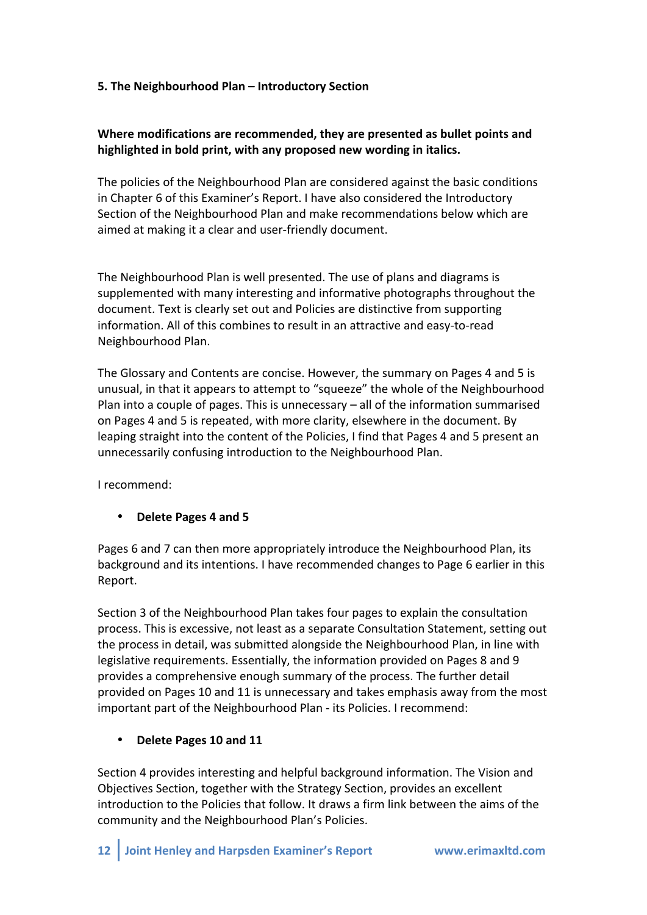## 5. The Neighbourhood Plan – Introductory Section

**Where modifications are recommended, they are presented as bullet points and highlighted in bold print, with any proposed new wording in italics.**

The policies of the Neighbourhood Plan are considered against the basic conditions in Chapter 6 of this Examiner's Report. I have also considered the Introductory Section of the Neighbourhood Plan and make recommendations below which are aimed at making it a clear and user-friendly document.

The Neighbourhood Plan is well presented. The use of plans and diagrams is supplemented with many interesting and informative photographs throughout the document. Text is clearly set out and Policies are distinctive from supporting information. All of this combines to result in an attractive and easy-to-read Neighbourhood Plan.

The Glossary and Contents are concise. However, the summary on Pages 4 and 5 is unusual, in that it appears to attempt to "squeeze" the whole of the Neighbourhood Plan into a couple of pages. This is unnecessary – all of the information summarised on Pages 4 and 5 is repeated, with more clarity, elsewhere in the document. By leaping straight into the content of the Policies, I find that Pages 4 and 5 present an unnecessarily confusing introduction to the Neighbourhood Plan.

I recommend:

- **Delete Pages 4 and 5**

Pages 6 and 7 can then more appropriately introduce the Neighbourhood Plan, its background and its intentions. I have recommended changes to Page 6 earlier in this Report.

Section 3 of the Neighbourhood Plan takes four pages to explain the consultation process. This is excessive, not least as a separate Consultation Statement, setting out the process in detail, was submitted alongside the Neighbourhood Plan, in line with legislative requirements. Essentially, the information provided on Pages 8 and 9 provides a comprehensive enough summary of the process. The further detail provided on Pages 10 and 11 is unnecessary and takes emphasis away from the most important part of the Neighbourhood Plan - its Policies. I recommend:

- **Delete Pages 10 and 11**

Section 4 provides interesting and helpful background information. The Vision and Objectives Section, together with the Strategy Section, provides an excellent introduction to the Policies that follow. It draws a firm link between the aims of the community and the Neighbourhood Plan's Policies.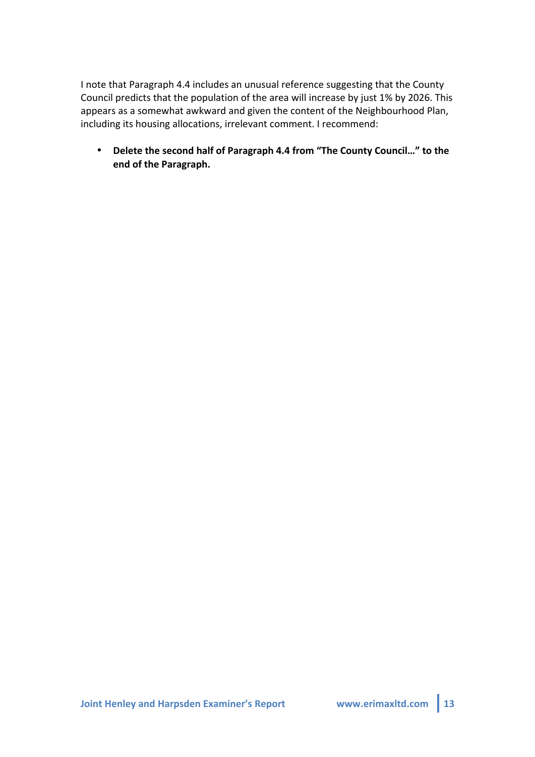I note that Paragraph 4.4 includes an unusual reference suggesting that the County Council predicts that the population of the area will increase by just 1% by 2026. This appears as a somewhat awkward and given the content of the Neighbourhood Plan, including its housing allocations, irrelevant comment. I recommend:

- **Delete the second half of Paragraph 4.4 from "The County Council…" to the end of the Paragraph.**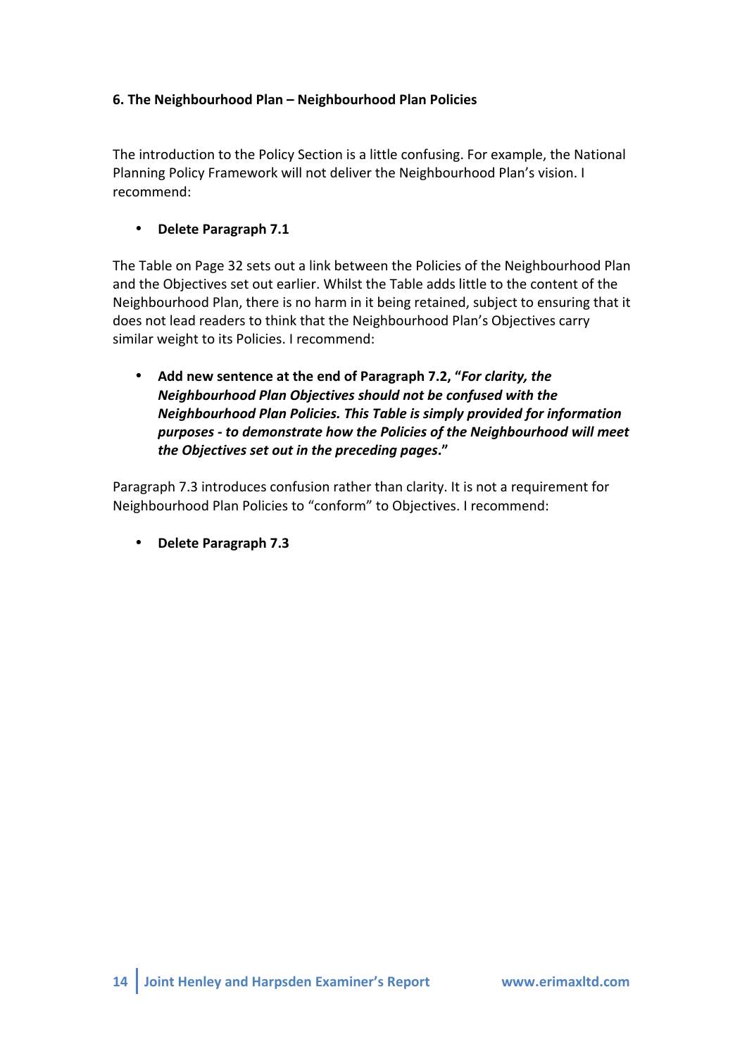#### 6. The Neighbourhood Plan – Neighbourhood Plan Policies

The introduction to the Policy Section is a little confusing. For example, the National Planning Policy Framework will not deliver the Neighbourhood Plan's vision. I recommend:

- **Delete Paragraph 7.1**

The Table on Page 32 sets out a link between the Policies of the Neighbourhood Plan and the Objectives set out earlier. Whilst the Table adds little to the content of the Neighbourhood Plan, there is no harm in it being retained, subject to ensuring that it does not lead readers to think that the Neighbourhood Plan's Objectives carry similar weight to its Policies. I recommend:

- **Add new sentence at the end of Paragraph 7.2, "*For clarity, the Neighbourhood Plan Objectives should not be confused with the Neighbourhood Plan Policies. This Table is simply provided for information purposes - to demonstrate how the Policies of the Neighbourhood will meet the Objectives set out in the preceding pages*."**

Paragraph 7.3 introduces confusion rather than clarity. It is not a requirement for Neighbourhood Plan Policies to "conform" to Objectives. I recommend:

- **Delete Paragraph 7.3**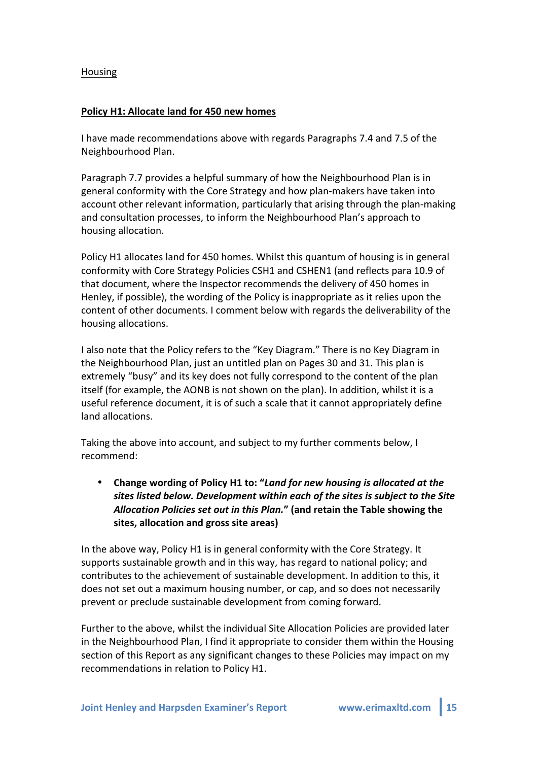Housing

**Policy H1: Allocate land for 450 new homes**

I have made recommendations above with regards Paragraphs 7.4 and 7.5 of the Neighbourhood Plan.

Paragraph 7.7 provides a helpful summary of how the Neighbourhood Plan is in general conformity with the Core Strategy and how plan-makers have taken into account other relevant information, particularly that arising through the plan-making and consultation processes, to inform the Neighbourhood Plan's approach to housing allocation.

Policy H1 allocates land for 450 homes. Whilst this quantum of housing is in general conformity with Core Strategy Policies CSH1 and CSHEN1 (and reflects para 10.9 of that document, where the Inspector recommends the delivery of 450 homes in Henley, if possible), the wording of the Policy is inappropriate as it relies upon the content of other documents. I comment below with regards the deliverability of the housing allocations.

I also note that the Policy refers to the "Key Diagram." There is no Key Diagram in the Neighbourhood Plan, just an untitled plan on Pages 30 and 31. This plan is extremely "busy" and its key does not fully correspond to the content of the plan itself (for example, the AONB is not shown on the plan). In addition, whilst it is a useful reference document, it is of such a scale that it cannot appropriately define land allocations.

Taking the above into account, and subject to my further comments below, I recommend:

- **Change wording of Policy H1 to: "*Land for new housing is allocated at the sites listed below. Development within each of the sites is subject to the Site Allocation Policies set out in this Plan.*" (and retain the Table showing the sites, allocation and gross site areas)**

In the above way, Policy H1 is in general conformity with the Core Strategy. It supports sustainable growth and in this way, has regard to national policy; and contributes to the achievement of sustainable development. In addition to this, it does not set out a maximum housing number, or cap, and so does not necessarily prevent or preclude sustainable development from coming forward.

Further to the above, whilst the individual Site Allocation Policies are provided later in the Neighbourhood Plan, I find it appropriate to consider them within the Housing section of this Report as any significant changes to these Policies may impact on my recommendations in relation to Policy H1.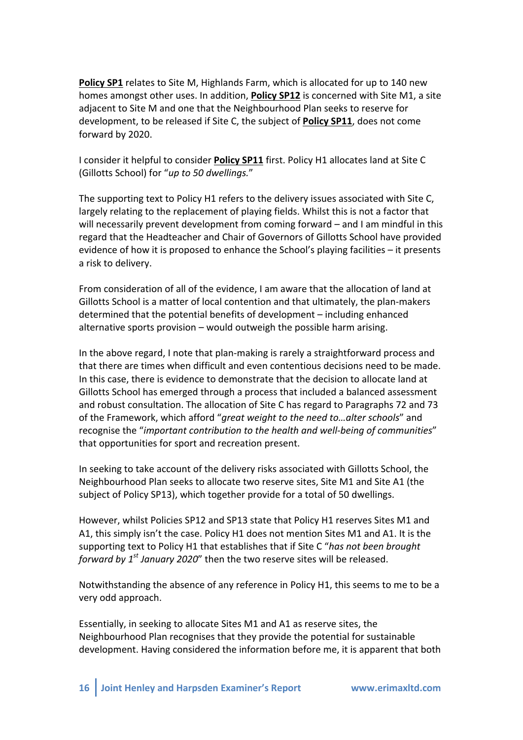**Policy SP1** relates to Site M, Highlands Farm, which is allocated for up to 140 new homes amongst other uses. In addition, **Policy SP12** is concerned with Site M1, a site adjacent to Site M and one that the Neighbourhood Plan seeks to reserve for development, to be released if Site C, the subject of **Policy SP11**, does not come forward by 2020.

I consider it helpful to consider **Policy SP11** first. Policy H1 allocates land at Site C (Gillotts School) for "*up to 50 dwellings.*"

The supporting text to Policy H1 refers to the delivery issues associated with Site C, largely relating to the replacement of playing fields. Whilst this is not a factor that will necessarily prevent development from coming forward – and I am mindful in this regard that the Headteacher and Chair of Governors of Gillotts School have provided evidence of how it is proposed to enhance the School's playing facilities – it presents a risk to delivery.

From consideration of all of the evidence, I am aware that the allocation of land at Gillotts School is a matter of local contention and that ultimately, the plan-makers determined that the potential benefits of development – including enhanced alternative sports provision – would outweigh the possible harm arising.

In the above regard, I note that plan-making is rarely a straightforward process and that there are times when difficult and even contentious decisions need to be made. In this case, there is evidence to demonstrate that the decision to allocate land at Gillotts School has emerged through a process that included a balanced assessment and robust consultation. The allocation of Site C has regard to Paragraphs 72 and 73 of the Framework, which afford "*great weight to the need to…alter schools*" and recognise the "*important contribution to the health and well-being of communities*" that opportunities for sport and recreation present.

In seeking to take account of the delivery risks associated with Gillotts School, the Neighbourhood Plan seeks to allocate two reserve sites, Site M1 and Site A1 (the subject of Policy SP13), which together provide for a total of 50 dwellings.

However, whilst Policies SP12 and SP13 state that Policy H1 reserves Sites M1 and A1, this simply isn't the case. Policy H1 does not mention Sites M1 and A1. It is the supporting text to Policy H1 that establishes that if Site C "*has not been brought forward by 1st January 2020*" then the two reserve sites will be released.

Notwithstanding the absence of any reference in Policy H1, this seems to me to be a very odd approach.

Essentially, in seeking to allocate Sites M1 and A1 as reserve sites, the Neighbourhood Plan recognises that they provide the potential for sustainable development. Having considered the information before me, it is apparent that both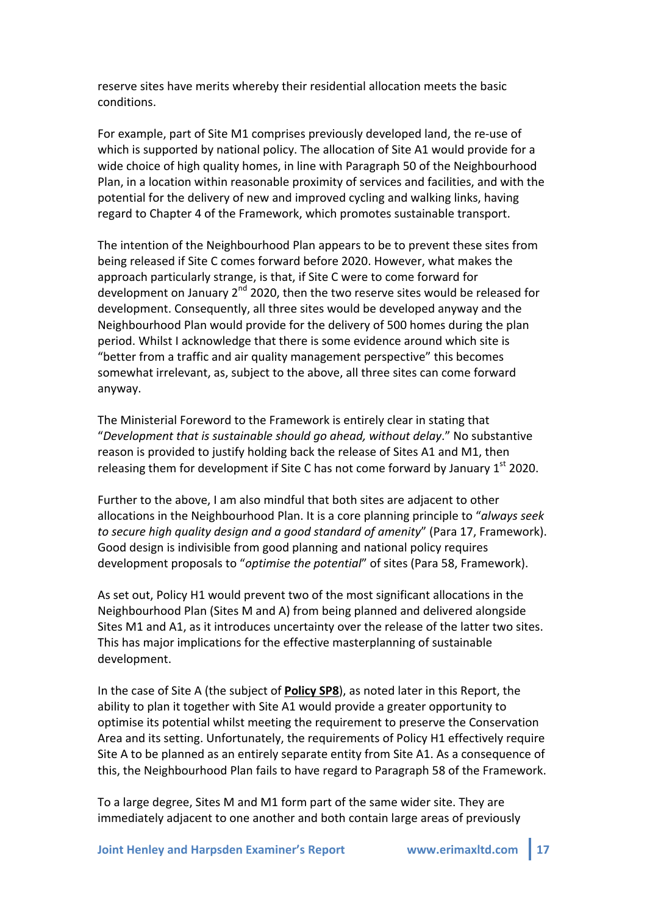reserve sites have merits whereby their residential allocation meets the basic conditions.

For example, part of Site M1 comprises previously developed land, the re-use of which is supported by national policy. The allocation of Site A1 would provide for a wide choice of high quality homes, in line with Paragraph 50 of the Neighbourhood Plan, in a location within reasonable proximity of services and facilities, and with the potential for the delivery of new and improved cycling and walking links, having regard to Chapter 4 of the Framework, which promotes sustainable transport.

The intention of the Neighbourhood Plan appears to be to prevent these sites from being released if Site C comes forward before 2020. However, what makes the approach particularly strange, is that, if Site C were to come forward for development on January 2nd 2020, then the two reserve sites would be released for development. Consequently, all three sites would be developed anyway and the Neighbourhood Plan would provide for the delivery of 500 homes during the plan period. Whilst I acknowledge that there is some evidence around which site is "better from a traffic and air quality management perspective" this becomes somewhat irrelevant, as, subject to the above, all three sites can come forward anyway.

The Ministerial Foreword to the Framework is entirely clear in stating that "*Development that is sustainable should go ahead, without delay*." No substantive reason is provided to justify holding back the release of Sites A1 and M1, then releasing them for development if Site C has not come forward by January 1st 2020.

Further to the above, I am also mindful that both sites are adjacent to other allocations in the Neighbourhood Plan. It is a core planning principle to "*always seek to secure high quality design and a good standard of amenity*" (Para 17, Framework). Good design is indivisible from good planning and national policy requires development proposals to "*optimise the potential*" of sites (Para 58, Framework).

As set out, Policy H1 would prevent two of the most significant allocations in the Neighbourhood Plan (Sites M and A) from being planned and delivered alongside Sites M1 and A1, as it introduces uncertainty over the release of the latter two sites. This has major implications for the effective masterplanning of sustainable development.

In the case of Site A (the subject of **Policy SP8**), as noted later in this Report, the ability to plan it together with Site A1 would provide a greater opportunity to optimise its potential whilst meeting the requirement to preserve the Conservation Area and its setting. Unfortunately, the requirements of Policy H1 effectively require Site A to be planned as an entirely separate entity from Site A1. As a consequence of this, the Neighbourhood Plan fails to have regard to Paragraph 58 of the Framework.

To a large degree, Sites M and M1 form part of the same wider site. They are immediately adjacent to one another and both contain large areas of previously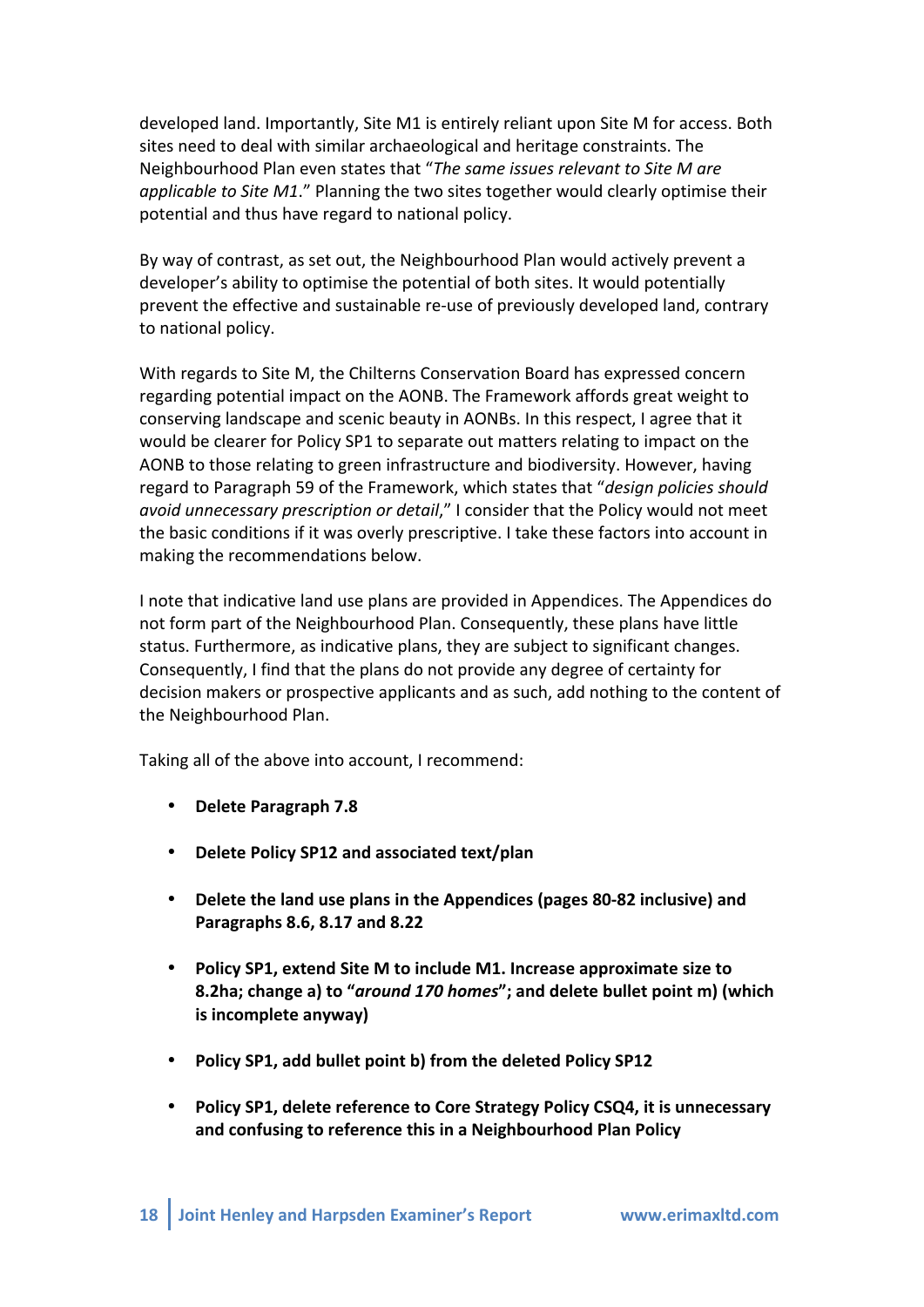developed land. Importantly, Site M1 is entirely reliant upon Site M for access. Both sites need to deal with similar archaeological and heritage constraints. The Neighbourhood Plan even states that "*The same issues relevant to Site M are applicable to Site M1*." Planning the two sites together would clearly optimise their potential and thus have regard to national policy.

By way of contrast, as set out, the Neighbourhood Plan would actively prevent a developer's ability to optimise the potential of both sites. It would potentially prevent the effective and sustainable re-use of previously developed land, contrary to national policy.

With regards to Site M, the Chilterns Conservation Board has expressed concern regarding potential impact on the AONB. The Framework affords great weight to conserving landscape and scenic beauty in AONBs. In this respect, I agree that it would be clearer for Policy SP1 to separate out matters relating to impact on the AONB to those relating to green infrastructure and biodiversity. However, having regard to Paragraph 59 of the Framework, which states that "*design policies should avoid unnecessary prescription or detail*," I consider that the Policy would not meet the basic conditions if it was overly prescriptive. I take these factors into account in making the recommendations below.

I note that indicative land use plans are provided in Appendices. The Appendices do not form part of the Neighbourhood Plan. Consequently, these plans have little status. Furthermore, as indicative plans, they are subject to significant changes. Consequently, I find that the plans do not provide any degree of certainty for decision makers or prospective applicants and as such, add nothing to the content of the Neighbourhood Plan.

Taking all of the above into account, I recommend:

- **Delete Paragraph 7.8**
- **Delete Policy SP12 and associated text/plan**
- **Delete the land use plans in the Appendices (pages 80-82 inclusive) and Paragraphs 8.6, 8.17 and 8.22**
- **Policy SP1, extend Site M to include M1. Increase approximate size to 8.2ha; change a) to "*around 170 homes*"; and delete bullet point m) (which is incomplete anyway)**
- **Policy SP1, add bullet point b) from the deleted Policy SP12**
- **Policy SP1, delete reference to Core Strategy Policy CSQ4, it is unnecessary and confusing to reference this in a Neighbourhood Plan Policy**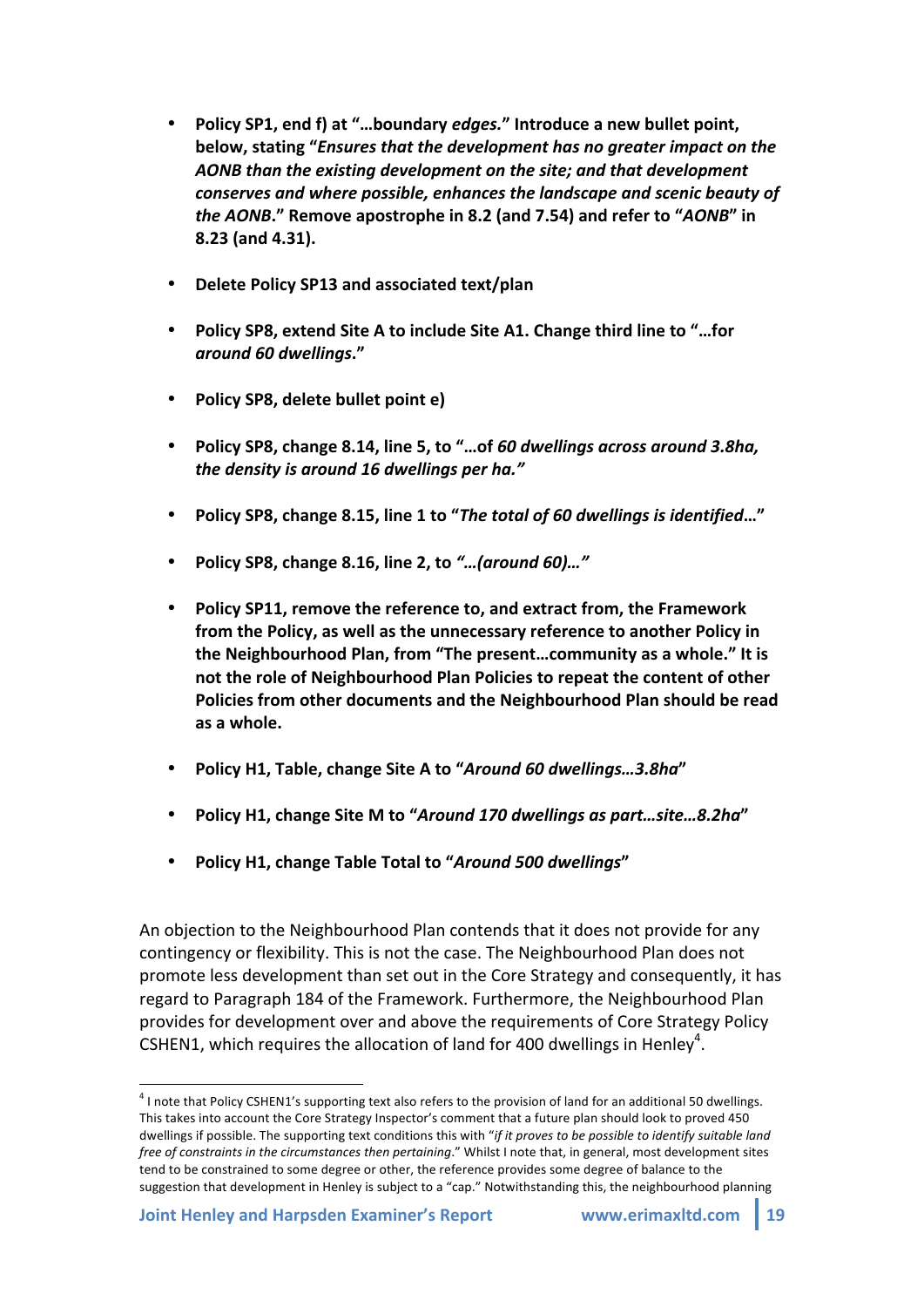- **Policy SP1, end f) at "…boundary *edges.*" Introduce a new bullet point, below, stating "*Ensures that the development has no greater impact on the AONB than the existing development on the site; and that development conserves and where possible, enhances the landscape and scenic beauty of the AONB*." Remove apostrophe in 8.2 (and 7.54) and refer to "*AONB*" in 8.23 (and 4.31).**

- **Delete Policy SP13 and associated text/plan**

- **Policy SP8, extend Site A to include Site A1. Change third line to "…for *around 60 dwellings*."**

- **Policy SP8, delete bullet point e)**

- **Policy SP8, change 8.14, line 5, to "…of *60 dwellings across around 3.8ha, the density is around 16 dwellings per ha."***

- **Policy SP8, change 8.15, line 1 to "*The total of 60 dwellings is identified*…"**

- **Policy SP8, change 8.16, line 2, to *"…(around 60)…"***

- **Policy SP11, remove the reference to, and extract from, the Framework from the Policy, as well as the unnecessary reference to another Policy in the Neighbourhood Plan, from "The present…community as a whole." It is not the role of Neighbourhood Plan Policies to repeat the content of other Policies from other documents and the Neighbourhood Plan should be read as a whole.**

- **Policy H1, Table, change Site A to "*Around 60 dwellings…3.8ha*"**

- **Policy H1, change Site M to "*Around 170 dwellings as part…site…8.2ha*"**

- **Policy H1, change Table Total to "*Around 500 dwellings*"**

An objection to the Neighbourhood Plan contends that it does not provide for any contingency or flexibility. This is not the case. The Neighbourhood Plan does not promote less development than set out in the Core Strategy and consequently, it has regard to Paragraph 184 of the Framework. Furthermore, the Neighbourhood Plan provides for development over and above the requirements of Core Strategy Policy CSHEN1, which requires the allocation of land for 400 dwellings in Henley[4].

[4] I note that Policy CSHEN1's supporting text also refers to the provision of land for an additional 50 dwellings. This takes into account the Core Strategy Inspector's comment that a future plan should look to proved 450 dwellings if possible. The supporting text conditions this with "*if it proves to be possible to identify suitable land free of constraints in the circumstances then pertaining*." Whilst I note that, in general, most development sites tend to be constrained to some degree or other, the reference provides some degree of balance to the suggestion that development in Henley is subject to a "cap." Notwithstanding this, the neighbourhood planning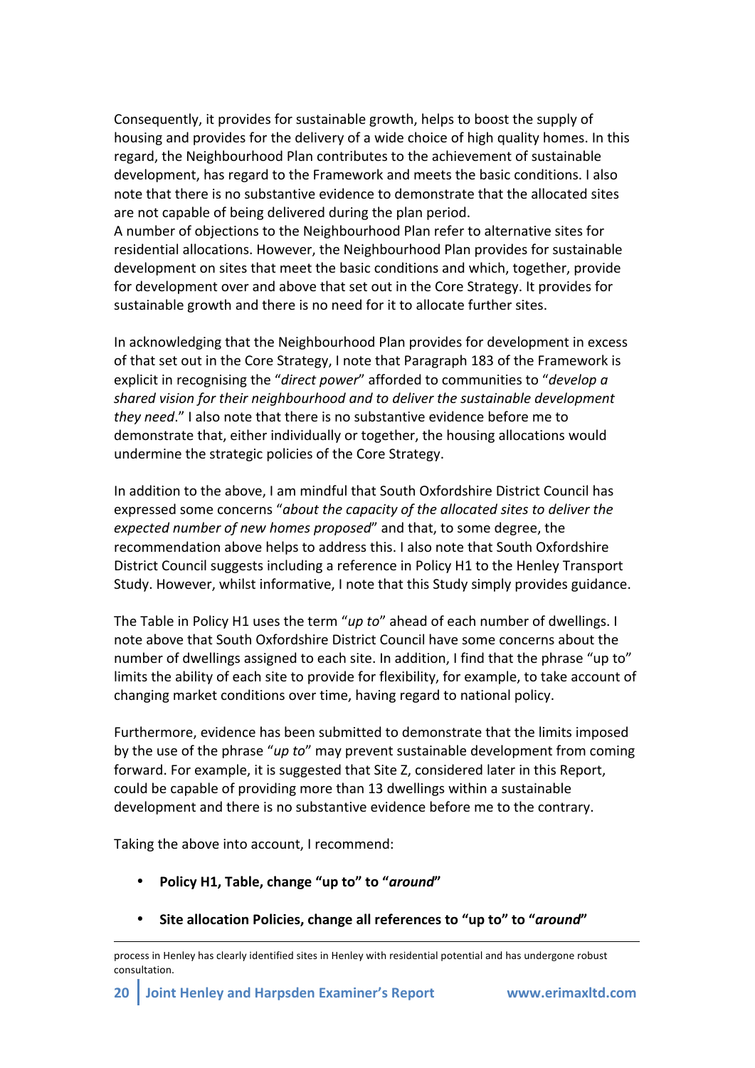Consequently, it provides for sustainable growth, helps to boost the supply of housing and provides for the delivery of a wide choice of high quality homes. In this regard, the Neighbourhood Plan contributes to the achievement of sustainable development, has regard to the Framework and meets the basic conditions. I also note that there is no substantive evidence to demonstrate that the allocated sites are not capable of being delivered during the plan period.

A number of objections to the Neighbourhood Plan refer to alternative sites for residential allocations. However, the Neighbourhood Plan provides for sustainable development on sites that meet the basic conditions and which, together, provide for development over and above that set out in the Core Strategy. It provides for sustainable growth and there is no need for it to allocate further sites.

In acknowledging that the Neighbourhood Plan provides for development in excess of that set out in the Core Strategy, I note that Paragraph 183 of the Framework is explicit in recognising the "*direct power*" afforded to communities to "*develop a shared vision for their neighbourhood and to deliver the sustainable development they need*." I also note that there is no substantive evidence before me to demonstrate that, either individually or together, the housing allocations would undermine the strategic policies of the Core Strategy.

In addition to the above, I am mindful that South Oxfordshire District Council has expressed some concerns "*about the capacity of the allocated sites to deliver the expected number of new homes proposed*" and that, to some degree, the recommendation above helps to address this. I also note that South Oxfordshire District Council suggests including a reference in Policy H1 to the Henley Transport Study. However, whilst informative, I note that this Study simply provides guidance.

The Table in Policy H1 uses the term "*up to*" ahead of each number of dwellings. I note above that South Oxfordshire District Council have some concerns about the number of dwellings assigned to each site. In addition, I find that the phrase "up to" limits the ability of each site to provide for flexibility, for example, to take account of changing market conditions over time, having regard to national policy.

Furthermore, evidence has been submitted to demonstrate that the limits imposed by the use of the phrase "*up to*" may prevent sustainable development from coming forward. For example, it is suggested that Site Z, considered later in this Report, could be capable of providing more than 13 dwellings within a sustainable development and there is no substantive evidence before me to the contrary.

Taking the above into account, I recommend:

- **Policy H1, Table, change "up to" to "*around*"**
- **Site allocation Policies, change all references to "up to" to "*around*"**

---

process in Henley has clearly identified sites in Henley with residential potential and has undergone robust consultation.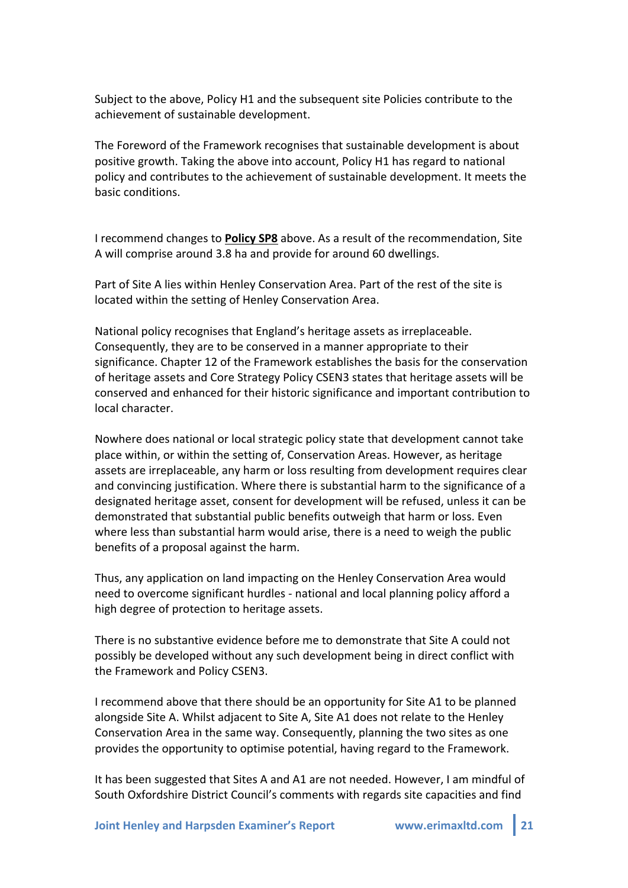Subject to the above, Policy H1 and the subsequent site Policies contribute to the achievement of sustainable development.

The Foreword of the Framework recognises that sustainable development is about positive growth. Taking the above into account, Policy H1 has regard to national policy and contributes to the achievement of sustainable development. It meets the basic conditions.

I recommend changes to **Policy SP8** above. As a result of the recommendation, Site A will comprise around 3.8 ha and provide for around 60 dwellings.

Part of Site A lies within Henley Conservation Area. Part of the rest of the site is located within the setting of Henley Conservation Area.

National policy recognises that England's heritage assets as irreplaceable. Consequently, they are to be conserved in a manner appropriate to their significance. Chapter 12 of the Framework establishes the basis for the conservation of heritage assets and Core Strategy Policy CSEN3 states that heritage assets will be conserved and enhanced for their historic significance and important contribution to local character.

Nowhere does national or local strategic policy state that development cannot take place within, or within the setting of, Conservation Areas. However, as heritage assets are irreplaceable, any harm or loss resulting from development requires clear and convincing justification. Where there is substantial harm to the significance of a designated heritage asset, consent for development will be refused, unless it can be demonstrated that substantial public benefits outweigh that harm or loss. Even where less than substantial harm would arise, there is a need to weigh the public benefits of a proposal against the harm.

Thus, any application on land impacting on the Henley Conservation Area would need to overcome significant hurdles - national and local planning policy afford a high degree of protection to heritage assets.

There is no substantive evidence before me to demonstrate that Site A could not possibly be developed without any such development being in direct conflict with the Framework and Policy CSEN3.

I recommend above that there should be an opportunity for Site A1 to be planned alongside Site A. Whilst adjacent to Site A, Site A1 does not relate to the Henley Conservation Area in the same way. Consequently, planning the two sites as one provides the opportunity to optimise potential, having regard to the Framework.

It has been suggested that Sites A and A1 are not needed. However, I am mindful of South Oxfordshire District Council's comments with regards site capacities and find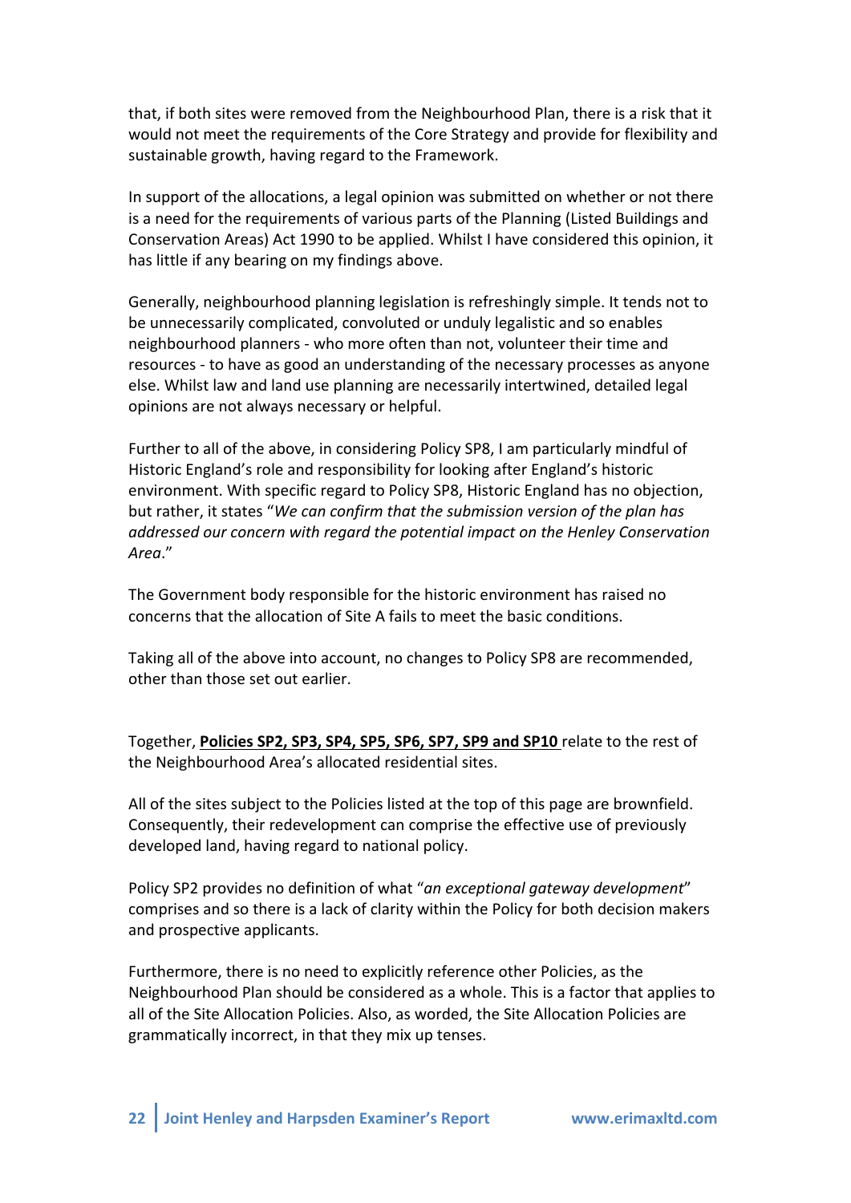that, if both sites were removed from the Neighbourhood Plan, there is a risk that it would not meet the requirements of the Core Strategy and provide for flexibility and sustainable growth, having regard to the Framework.

In support of the allocations, a legal opinion was submitted on whether or not there is a need for the requirements of various parts of the Planning (Listed Buildings and Conservation Areas) Act 1990 to be applied. Whilst I have considered this opinion, it has little if any bearing on my findings above.

Generally, neighbourhood planning legislation is refreshingly simple. It tends not to be unnecessarily complicated, convoluted or unduly legalistic and so enables neighbourhood planners - who more often than not, volunteer their time and resources - to have as good an understanding of the necessary processes as anyone else. Whilst law and land use planning are necessarily intertwined, detailed legal opinions are not always necessary or helpful.

Further to all of the above, in considering Policy SP8, I am particularly mindful of Historic England's role and responsibility for looking after England's historic environment. With specific regard to Policy SP8, Historic England has no objection, but rather, it states "*We can confirm that the submission version of the plan has addressed our concern with regard the potential impact on the Henley Conservation Area*."

The Government body responsible for the historic environment has raised no concerns that the allocation of Site A fails to meet the basic conditions.

Taking all of the above into account, no changes to Policy SP8 are recommended, other than those set out earlier.

Together, **Policies SP2, SP3, SP4, SP5, SP6, SP7, SP9 and SP10** relate to the rest of the Neighbourhood Area's allocated residential sites.

All of the sites subject to the Policies listed at the top of this page are brownfield. Consequently, their redevelopment can comprise the effective use of previously developed land, having regard to national policy.

Policy SP2 provides no definition of what "*an exceptional gateway development*" comprises and so there is a lack of clarity within the Policy for both decision makers and prospective applicants.

Furthermore, there is no need to explicitly reference other Policies, as the Neighbourhood Plan should be considered as a whole. This is a factor that applies to all of the Site Allocation Policies. Also, as worded, the Site Allocation Policies are grammatically incorrect, in that they mix up tenses.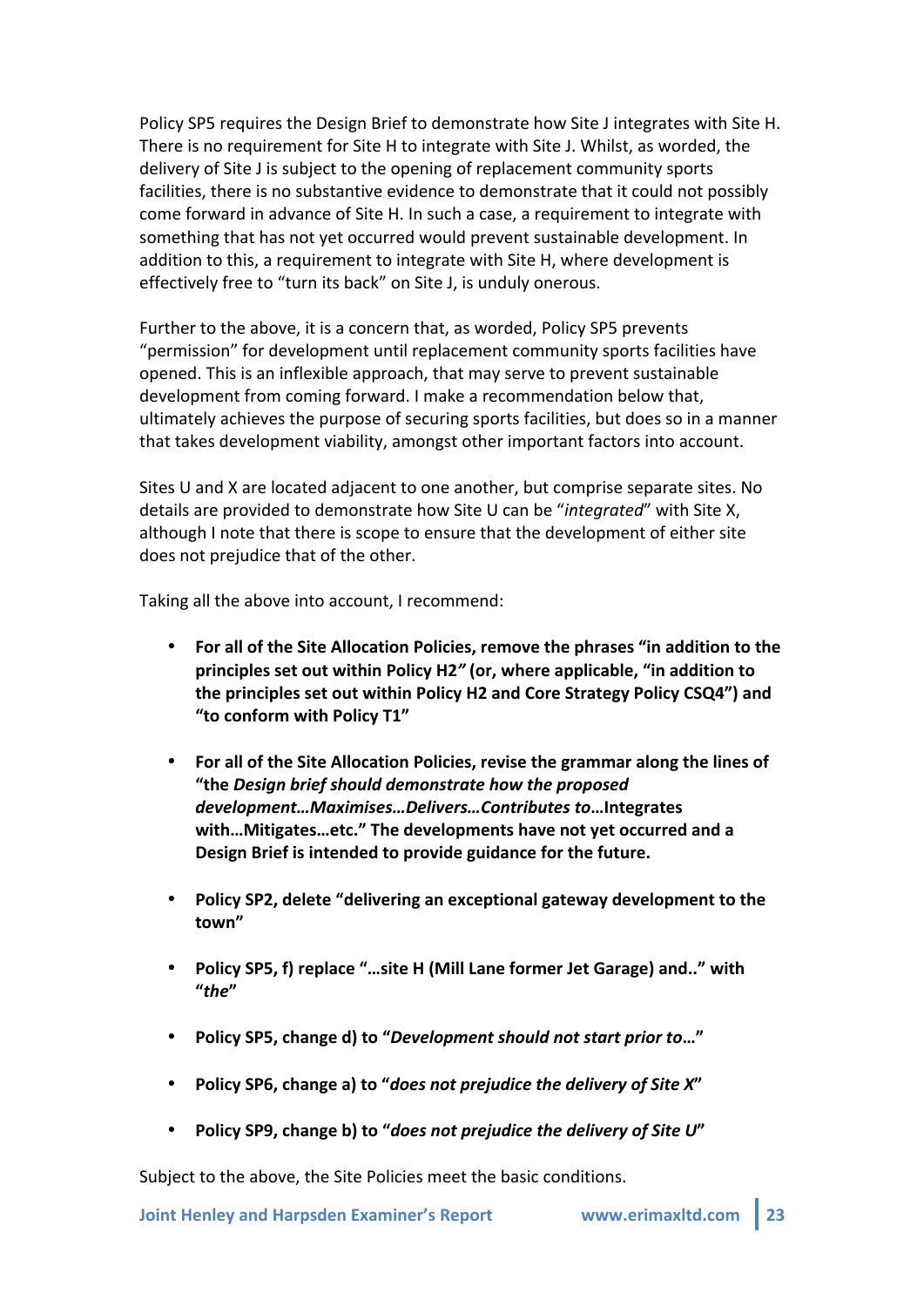Policy SP5 requires the Design Brief to demonstrate how Site J integrates with Site H. There is no requirement for Site H to integrate with Site J. Whilst, as worded, the delivery of Site J is subject to the opening of replacement community sports facilities, there is no substantive evidence to demonstrate that it could not possibly come forward in advance of Site H. In such a case, a requirement to integrate with something that has not yet occurred would prevent sustainable development. In addition to this, a requirement to integrate with Site H, where development is effectively free to "turn its back" on Site J, is unduly onerous.

Further to the above, it is a concern that, as worded, Policy SP5 prevents "permission" for development until replacement community sports facilities have opened. This is an inflexible approach, that may serve to prevent sustainable development from coming forward. I make a recommendation below that, ultimately achieves the purpose of securing sports facilities, but does so in a manner that takes development viability, amongst other important factors into account.

Sites U and X are located adjacent to one another, but comprise separate sites. No details are provided to demonstrate how Site U can be "*integrated*" with Site X, although I note that there is scope to ensure that the development of either site does not prejudice that of the other.

Taking all the above into account, I recommend:

- **For all of the Site Allocation Policies, remove the phrases "in addition to the principles set out within Policy H2*"* (or, where applicable, "in addition to the principles set out within Policy H2 and Core Strategy Policy CSQ4") and "to conform with Policy T1"**

- **For all of the Site Allocation Policies, revise the grammar along the lines of "the *Design brief should demonstrate how the proposed development…Maximises…Delivers…Contributes to*…Integrates with…Mitigates…etc." The developments have not yet occurred and a Design Brief is intended to provide guidance for the future.**

- **Policy SP2, delete "delivering an exceptional gateway development to the town"**

- **Policy SP5, f) replace "…site H (Mill Lane former Jet Garage) and.." with "*the*"**

- **Policy SP5, change d) to "*Development should not start prior to*…"**

- **Policy SP6, change a) to "*does not prejudice the delivery of Site X*"**

- **Policy SP9, change b) to "*does not prejudice the delivery of Site U*"**

Subject to the above, the Site Policies meet the basic conditions.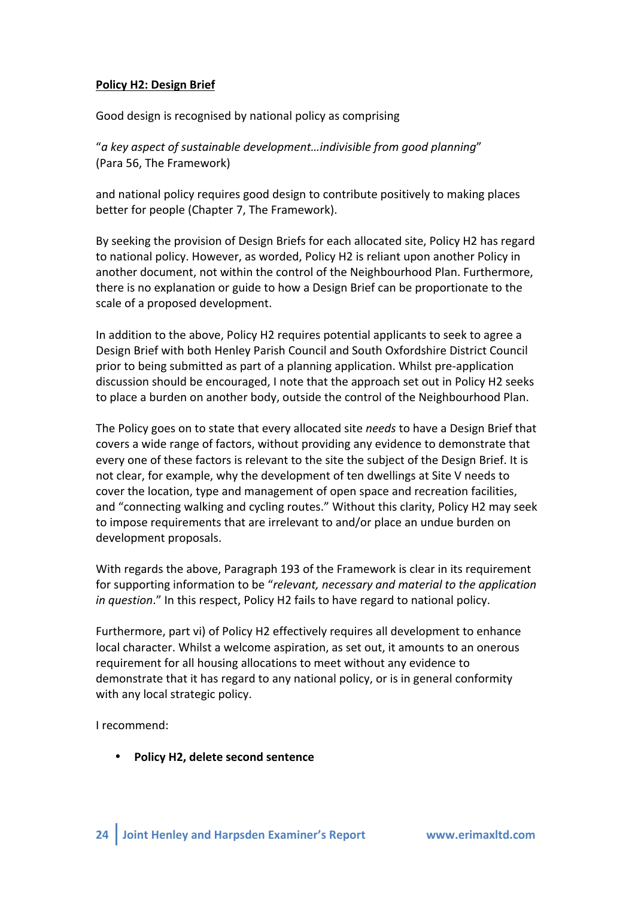**Policy H2: Design Brief**

Good design is recognised by national policy as comprising

"*a key aspect of sustainable development…indivisible from good planning*" (Para 56, The Framework)

and national policy requires good design to contribute positively to making places better for people (Chapter 7, The Framework).

By seeking the provision of Design Briefs for each allocated site, Policy H2 has regard to national policy. However, as worded, Policy H2 is reliant upon another Policy in another document, not within the control of the Neighbourhood Plan. Furthermore, there is no explanation or guide to how a Design Brief can be proportionate to the scale of a proposed development.

In addition to the above, Policy H2 requires potential applicants to seek to agree a Design Brief with both Henley Parish Council and South Oxfordshire District Council prior to being submitted as part of a planning application. Whilst pre-application discussion should be encouraged, I note that the approach set out in Policy H2 seeks to place a burden on another body, outside the control of the Neighbourhood Plan.

The Policy goes on to state that every allocated site *needs* to have a Design Brief that covers a wide range of factors, without providing any evidence to demonstrate that every one of these factors is relevant to the site the subject of the Design Brief. It is not clear, for example, why the development of ten dwellings at Site V needs to cover the location, type and management of open space and recreation facilities, and "connecting walking and cycling routes." Without this clarity, Policy H2 may seek to impose requirements that are irrelevant to and/or place an undue burden on development proposals.

With regards the above, Paragraph 193 of the Framework is clear in its requirement for supporting information to be "*relevant, necessary and material to the application in question*." In this respect, Policy H2 fails to have regard to national policy.

Furthermore, part vi) of Policy H2 effectively requires all development to enhance local character. Whilst a welcome aspiration, as set out, it amounts to an onerous requirement for all housing allocations to meet without any evidence to demonstrate that it has regard to any national policy, or is in general conformity with any local strategic policy.

I recommend:

- **Policy H2, delete second sentence**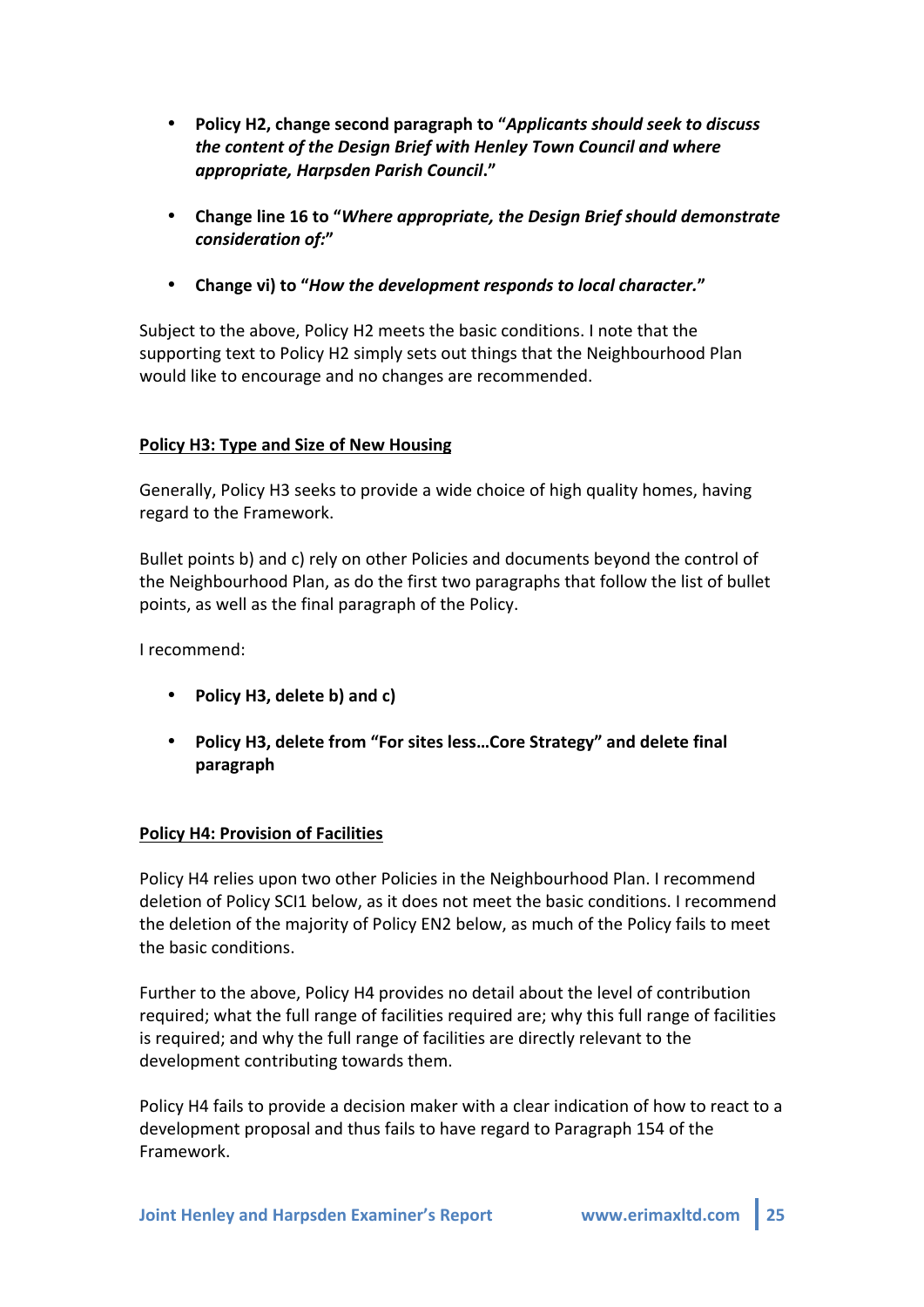- **Policy H2, change second paragraph to "*Applicants should seek to discuss the content of the Design Brief with Henley Town Council and where appropriate, Harpsden Parish Council*."**

- **Change line 16 to "*Where appropriate, the Design Brief should demonstrate consideration of:*"**

- **Change vi) to "*How the development responds to local character.*"**

Subject to the above, Policy H2 meets the basic conditions. I note that the supporting text to Policy H2 simply sets out things that the Neighbourhood Plan would like to encourage and no changes are recommended.

<u>**Policy H3: Type and Size of New Housing**</u>

Generally, Policy H3 seeks to provide a wide choice of high quality homes, having regard to the Framework.

Bullet points b) and c) rely on other Policies and documents beyond the control of the Neighbourhood Plan, as do the first two paragraphs that follow the list of bullet points, as well as the final paragraph of the Policy.

I recommend:

- **Policy H3, delete b) and c)**

- **Policy H3, delete from "For sites less…Core Strategy" and delete final paragraph**

<u>**Policy H4: Provision of Facilities**</u>

Policy H4 relies upon two other Policies in the Neighbourhood Plan. I recommend deletion of Policy SCI1 below, as it does not meet the basic conditions. I recommend the deletion of the majority of Policy EN2 below, as much of the Policy fails to meet the basic conditions.

Further to the above, Policy H4 provides no detail about the level of contribution required; what the full range of facilities required are; why this full range of facilities is required; and why the full range of facilities are directly relevant to the development contributing towards them.

Policy H4 fails to provide a decision maker with a clear indication of how to react to a development proposal and thus fails to have regard to Paragraph 154 of the Framework.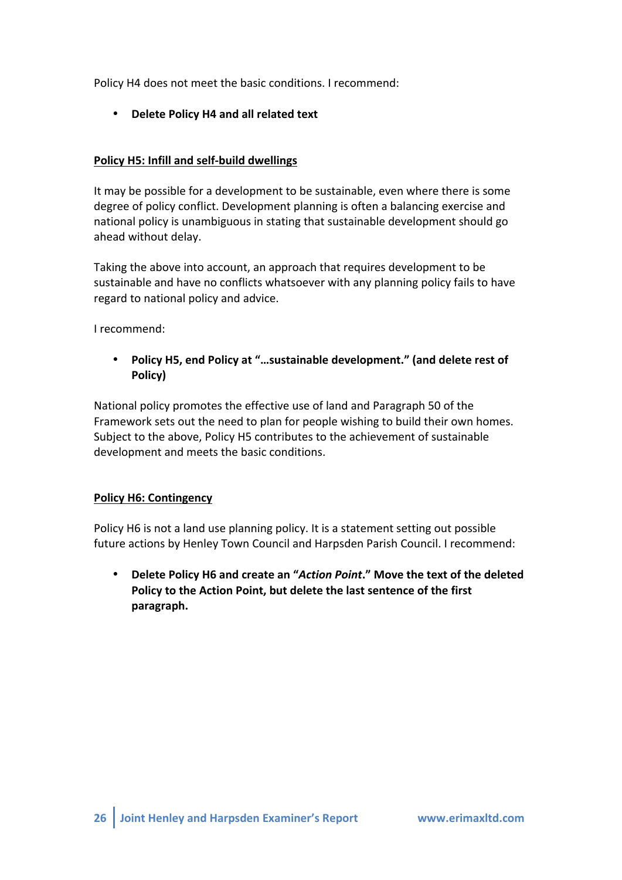Policy H4 does not meet the basic conditions. I recommend:

- **Delete Policy H4 and all related text**

**Policy H5: Infill and self-build dwellings**

It may be possible for a development to be sustainable, even where there is some degree of policy conflict. Development planning is often a balancing exercise and national policy is unambiguous in stating that sustainable development should go ahead without delay.

Taking the above into account, an approach that requires development to be sustainable and have no conflicts whatsoever with any planning policy fails to have regard to national policy and advice.

I recommend:

- **Policy H5, end Policy at "…sustainable development." (and delete rest of Policy)**

National policy promotes the effective use of land and Paragraph 50 of the Framework sets out the need to plan for people wishing to build their own homes. Subject to the above, Policy H5 contributes to the achievement of sustainable development and meets the basic conditions.

**Policy H6: Contingency**

Policy H6 is not a land use planning policy. It is a statement setting out possible future actions by Henley Town Council and Harpsden Parish Council. I recommend:

- **Delete Policy H6 and create an "*Action Point*." Move the text of the deleted Policy to the Action Point, but delete the last sentence of the first paragraph.**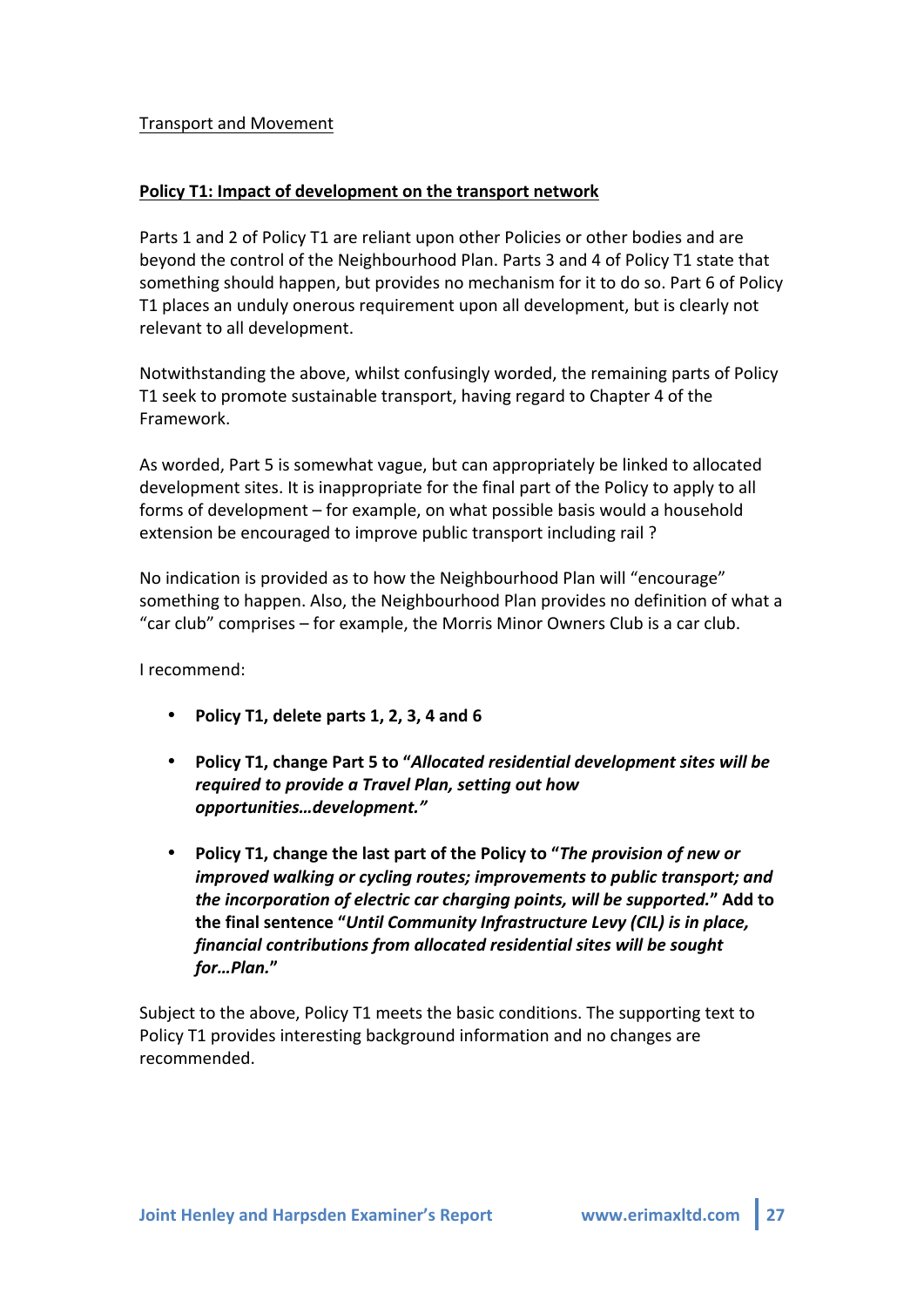Transport and Movement

**Policy T1: Impact of development on the transport network**

Parts 1 and 2 of Policy T1 are reliant upon other Policies or other bodies and are beyond the control of the Neighbourhood Plan. Parts 3 and 4 of Policy T1 state that something should happen, but provides no mechanism for it to do so. Part 6 of Policy T1 places an unduly onerous requirement upon all development, but is clearly not relevant to all development.

Notwithstanding the above, whilst confusingly worded, the remaining parts of Policy T1 seek to promote sustainable transport, having regard to Chapter 4 of the Framework.

As worded, Part 5 is somewhat vague, but can appropriately be linked to allocated development sites. It is inappropriate for the final part of the Policy to apply to all forms of development – for example, on what possible basis would a household extension be encouraged to improve public transport including rail ?

No indication is provided as to how the Neighbourhood Plan will "encourage" something to happen. Also, the Neighbourhood Plan provides no definition of what a "car club" comprises – for example, the Morris Minor Owners Club is a car club.

I recommend:

- **Policy T1, delete parts 1, 2, 3, 4 and 6**
- **Policy T1, change Part 5 to "*Allocated residential development sites will be required to provide a Travel Plan, setting out how opportunities…development.*"**
- **Policy T1, change the last part of the Policy to "*The provision of new or improved walking or cycling routes; improvements to public transport; and the incorporation of electric car charging points, will be supported.*" Add to the final sentence "*Until Community Infrastructure Levy (CIL) is in place, financial contributions from allocated residential sites will be sought for…Plan.*"**

Subject to the above, Policy T1 meets the basic conditions. The supporting text to Policy T1 provides interesting background information and no changes are recommended.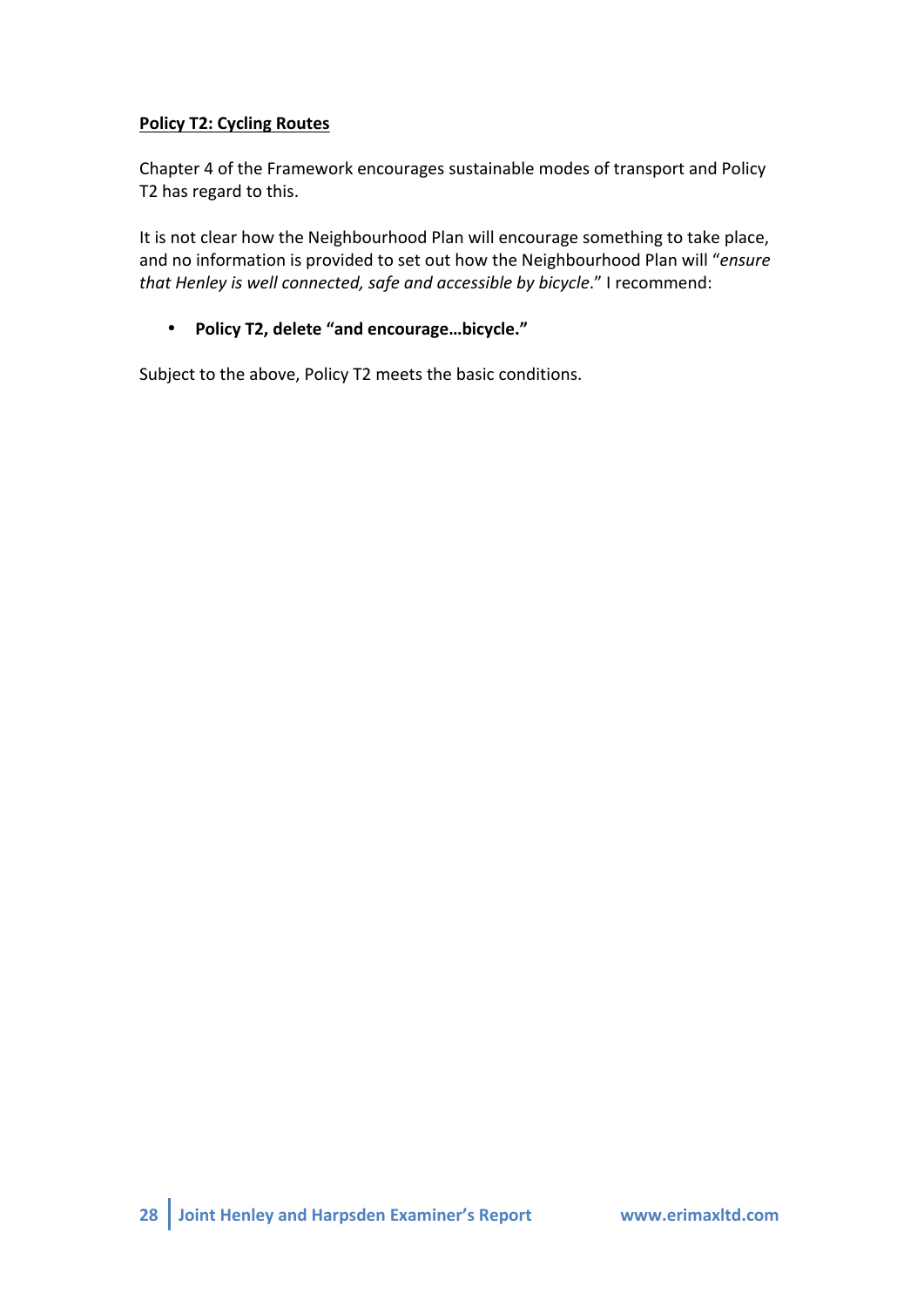**Policy T2: Cycling Routes**

Chapter 4 of the Framework encourages sustainable modes of transport and Policy T2 has regard to this.

It is not clear how the Neighbourhood Plan will encourage something to take place, and no information is provided to set out how the Neighbourhood Plan will "*ensure that Henley is well connected, safe and accessible by bicycle*." I recommend:

- **Policy T2, delete "and encourage…bicycle."**

Subject to the above, Policy T2 meets the basic conditions.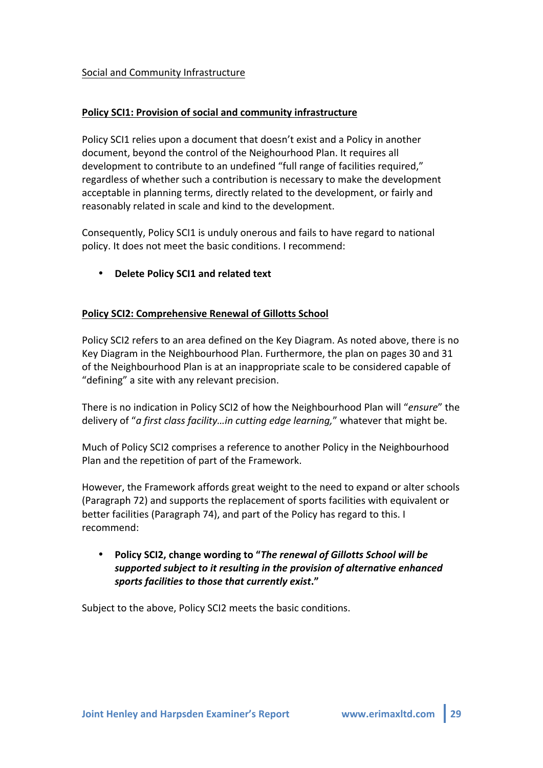Social and Community Infrastructure

**Policy SCI1: Provision of social and community infrastructure**

Policy SCI1 relies upon a document that doesn't exist and a Policy in another document, beyond the control of the Neighbourhood Plan. It requires all development to contribute to an undefined "full range of facilities required," regardless of whether such a contribution is necessary to make the development acceptable in planning terms, directly related to the development, or fairly and reasonably related in scale and kind to the development.

Consequently, Policy SCI1 is unduly onerous and fails to have regard to national policy. It does not meet the basic conditions. I recommend:

- **Delete Policy SCI1 and related text**

**Policy SCI2: Comprehensive Renewal of Gillotts School**

Policy SCI2 refers to an area defined on the Key Diagram. As noted above, there is no Key Diagram in the Neighbourhood Plan. Furthermore, the plan on pages 30 and 31 of the Neighbourhood Plan is at an inappropriate scale to be considered capable of "defining" a site with any relevant precision.

There is no indication in Policy SCI2 of how the Neighbourhood Plan will "*ensure*" the delivery of "*a first class facility…in cutting edge learning,*" whatever that might be.

Much of Policy SCI2 comprises a reference to another Policy in the Neighbourhood Plan and the repetition of part of the Framework.

However, the Framework affords great weight to the need to expand or alter schools (Paragraph 72) and supports the replacement of sports facilities with equivalent or better facilities (Paragraph 74), and part of the Policy has regard to this. I recommend:

- **Policy SCI2, change wording to "*The renewal of Gillotts School will be supported subject to it resulting in the provision of alternative enhanced sports facilities to those that currently exist*."**

Subject to the above, Policy SCI2 meets the basic conditions.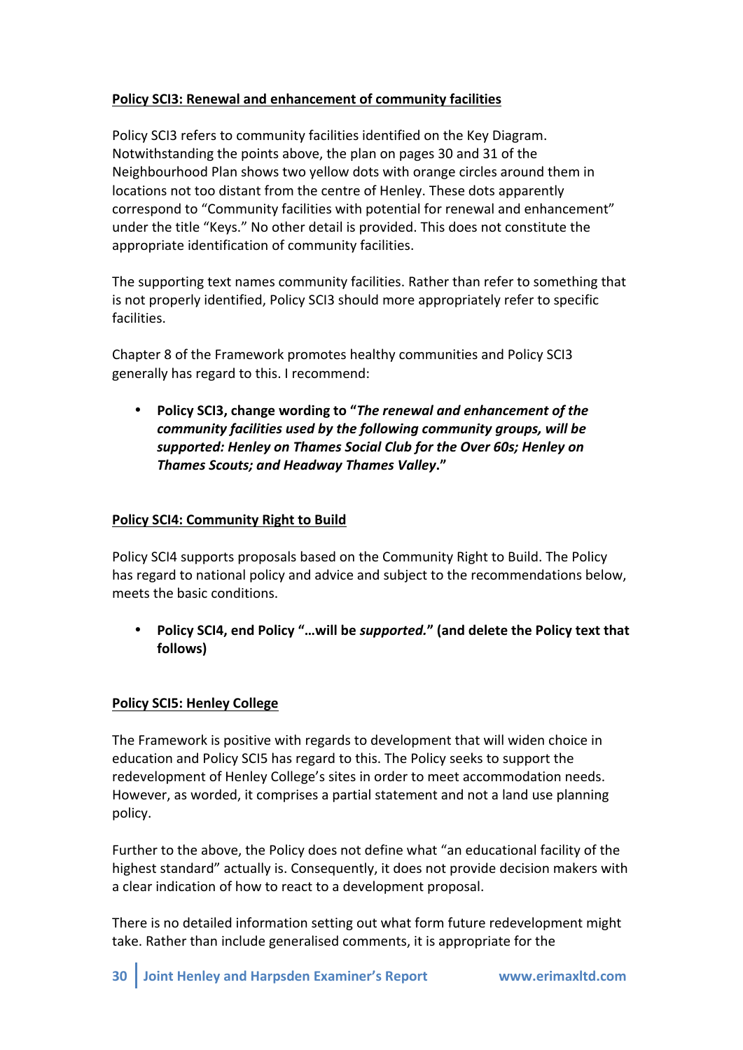**Policy SCI3: Renewal and enhancement of community facilities**

Policy SCI3 refers to community facilities identified on the Key Diagram. Notwithstanding the points above, the plan on pages 30 and 31 of the Neighbourhood Plan shows two yellow dots with orange circles around them in locations not too distant from the centre of Henley. These dots apparently correspond to "Community facilities with potential for renewal and enhancement" under the title "Keys." No other detail is provided. This does not constitute the appropriate identification of community facilities.

The supporting text names community facilities. Rather than refer to something that is not properly identified, Policy SCI3 should more appropriately refer to specific facilities.

Chapter 8 of the Framework promotes healthy communities and Policy SCI3 generally has regard to this. I recommend:

- **Policy SCI3, change wording to "*The renewal and enhancement of the community facilities used by the following community groups, will be supported: Henley on Thames Social Club for the Over 60s; Henley on Thames Scouts; and Headway Thames Valley*."**

**Policy SCI4: Community Right to Build**

Policy SCI4 supports proposals based on the Community Right to Build. The Policy has regard to national policy and advice and subject to the recommendations below, meets the basic conditions.

- **Policy SCI4, end Policy "…will be *supported*." (and delete the Policy text that follows)**

**Policy SCI5: Henley College**

The Framework is positive with regards to development that will widen choice in education and Policy SCI5 has regard to this. The Policy seeks to support the redevelopment of Henley College's sites in order to meet accommodation needs. However, as worded, it comprises a partial statement and not a land use planning policy.

Further to the above, the Policy does not define what "an educational facility of the highest standard" actually is. Consequently, it does not provide decision makers with a clear indication of how to react to a development proposal.

There is no detailed information setting out what form future redevelopment might take. Rather than include generalised comments, it is appropriate for the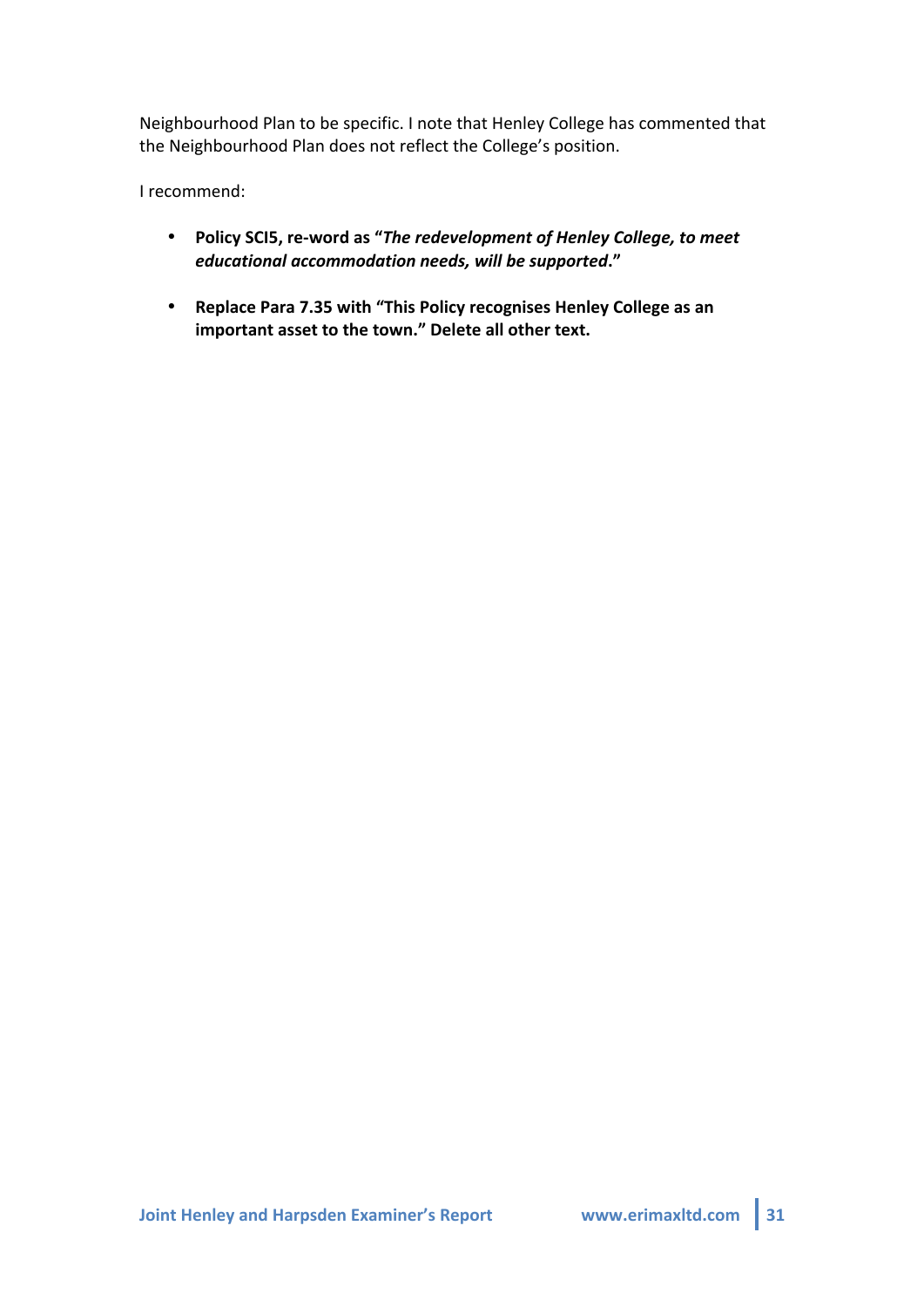Neighbourhood Plan to be specific. I note that Henley College has commented that the Neighbourhood Plan does not reflect the College's position.

I recommend:

- **Policy SCI5, re-word as "*The redevelopment of Henley College, to meet educational accommodation needs, will be supported*."**

- **Replace Para 7.35 with "This Policy recognises Henley College as an important asset to the town." Delete all other text.**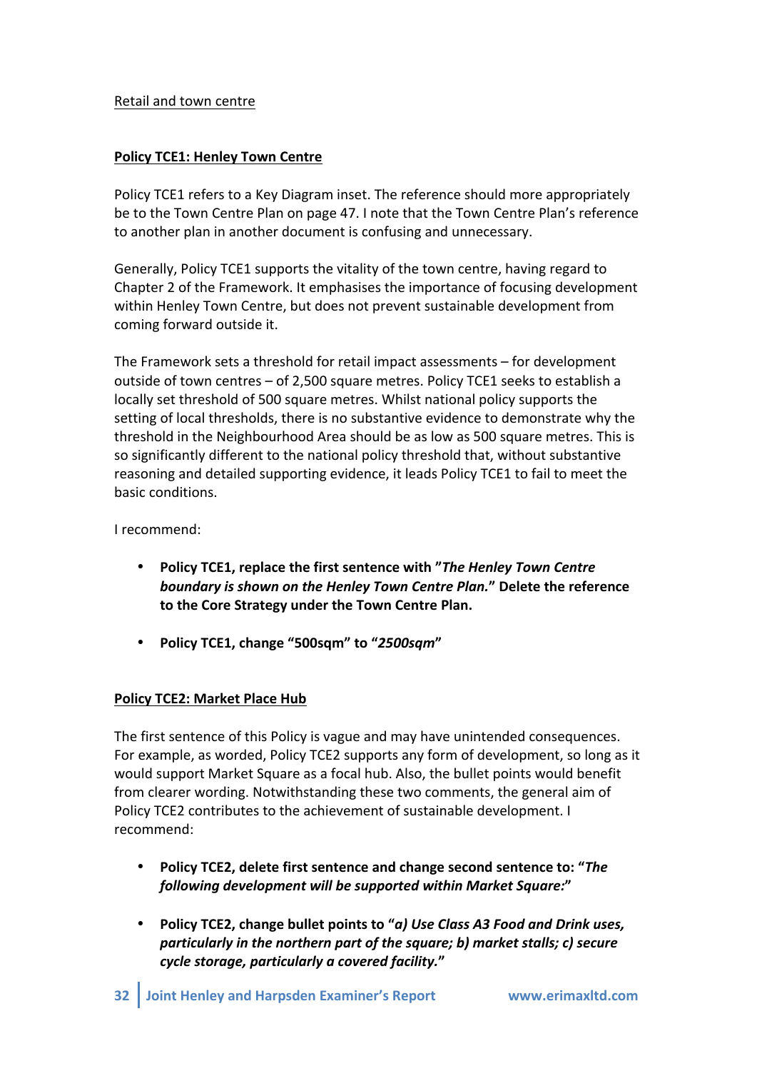Retail and town centre

**Policy TCE1: Henley Town Centre**

Policy TCE1 refers to a Key Diagram inset. The reference should more appropriately be to the Town Centre Plan on page 47. I note that the Town Centre Plan's reference to another plan in another document is confusing and unnecessary.

Generally, Policy TCE1 supports the vitality of the town centre, having regard to Chapter 2 of the Framework. It emphasises the importance of focusing development within Henley Town Centre, but does not prevent sustainable development from coming forward outside it.

The Framework sets a threshold for retail impact assessments – for development outside of town centres – of 2,500 square metres. Policy TCE1 seeks to establish a locally set threshold of 500 square metres. Whilst national policy supports the setting of local thresholds, there is no substantive evidence to demonstrate why the threshold in the Neighbourhood Area should be as low as 500 square metres. This is so significantly different to the national policy threshold that, without substantive reasoning and detailed supporting evidence, it leads Policy TCE1 to fail to meet the basic conditions.

I recommend:

- **Policy TCE1, replace the first sentence with "*The Henley Town Centre boundary is shown on the Henley Town Centre Plan.*" Delete the reference to the Core Strategy under the Town Centre Plan.**
- **Policy TCE1, change "500sqm" to "*2500sqm*"**

**Policy TCE2: Market Place Hub**

The first sentence of this Policy is vague and may have unintended consequences. For example, as worded, Policy TCE2 supports any form of development, so long as it would support Market Square as a focal hub. Also, the bullet points would benefit from clearer wording. Notwithstanding these two comments, the general aim of Policy TCE2 contributes to the achievement of sustainable development. I recommend:

- **Policy TCE2, delete first sentence and change second sentence to: "*The following development will be supported within Market Square:*"**
- **Policy TCE2, change bullet points to "*a) Use Class A3 Food and Drink uses, particularly in the northern part of the square; b) market stalls; c) secure cycle storage, particularly a covered facility.*"**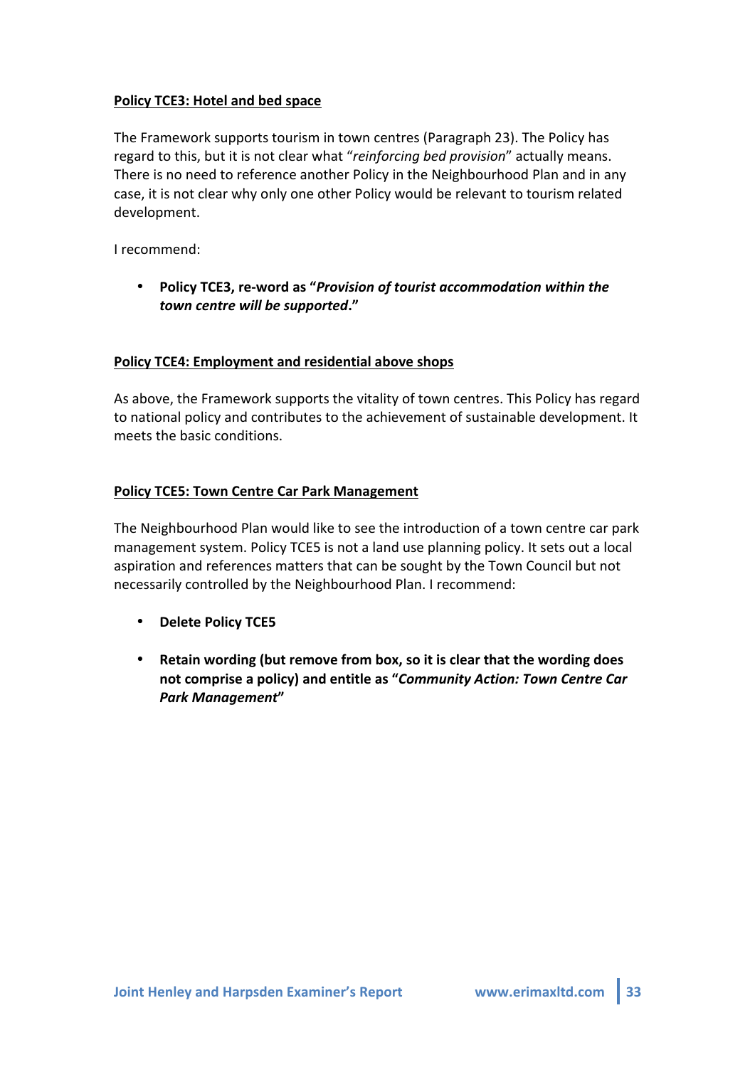**Policy TCE3: Hotel and bed space**

The Framework supports tourism in town centres (Paragraph 23). The Policy has regard to this, but it is not clear what "*reinforcing bed provision*" actually means. There is no need to reference another Policy in the Neighbourhood Plan and in any case, it is not clear why only one other Policy would be relevant to tourism related development.

I recommend:

- **Policy TCE3, re-word as "*Provision of tourist accommodation within the town centre will be supported*."**

**Policy TCE4: Employment and residential above shops**

As above, the Framework supports the vitality of town centres. This Policy has regard to national policy and contributes to the achievement of sustainable development. It meets the basic conditions.

**Policy TCE5: Town Centre Car Park Management**

The Neighbourhood Plan would like to see the introduction of a town centre car park management system. Policy TCE5 is not a land use planning policy. It sets out a local aspiration and references matters that can be sought by the Town Council but not necessarily controlled by the Neighbourhood Plan. I recommend:

- **Delete Policy TCE5**

- **Retain wording (but remove from box, so it is clear that the wording does not comprise a policy) and entitle as "*Community Action: Town Centre Car Park Management*"**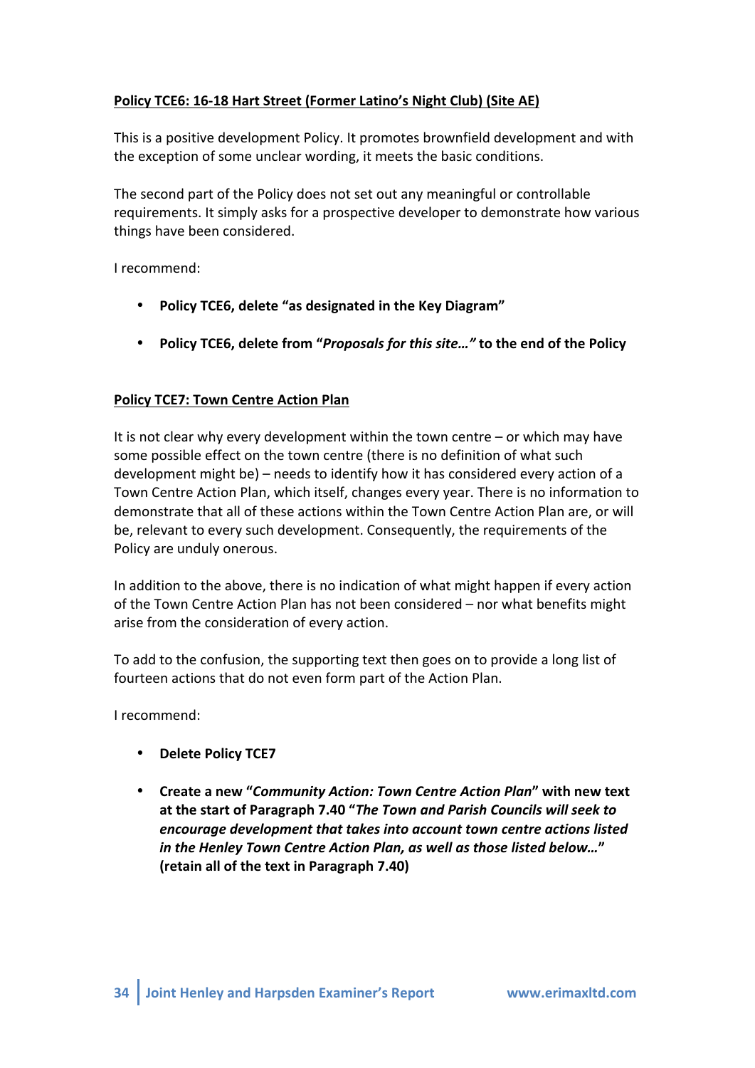**Policy TCE6: 16-18 Hart Street (Former Latino's Night Club) (Site AE)**

This is a positive development Policy. It promotes brownfield development and with the exception of some unclear wording, it meets the basic conditions.

The second part of the Policy does not set out any meaningful or controllable requirements. It simply asks for a prospective developer to demonstrate how various things have been considered.

I recommend:

- **Policy TCE6, delete "as designated in the Key Diagram"**
- **Policy TCE6, delete from "*Proposals for this site…*" to the end of the Policy**

**Policy TCE7: Town Centre Action Plan**

It is not clear why every development within the town centre – or which may have some possible effect on the town centre (there is no definition of what such development might be) – needs to identify how it has considered every action of a Town Centre Action Plan, which itself, changes every year. There is no information to demonstrate that all of these actions within the Town Centre Action Plan are, or will be, relevant to every such development. Consequently, the requirements of the Policy are unduly onerous.

In addition to the above, there is no indication of what might happen if every action of the Town Centre Action Plan has not been considered – nor what benefits might arise from the consideration of every action.

To add to the confusion, the supporting text then goes on to provide a long list of fourteen actions that do not even form part of the Action Plan.

I recommend:

- **Delete Policy TCE7**
- **Create a new "*Community Action: Town Centre Action Plan*" with new text at the start of Paragraph 7.40 "*The Town and Parish Councils will seek to encourage development that takes into account town centre actions listed in the Henley Town Centre Action Plan, as well as those listed below…*" (retain all of the text in Paragraph 7.40)**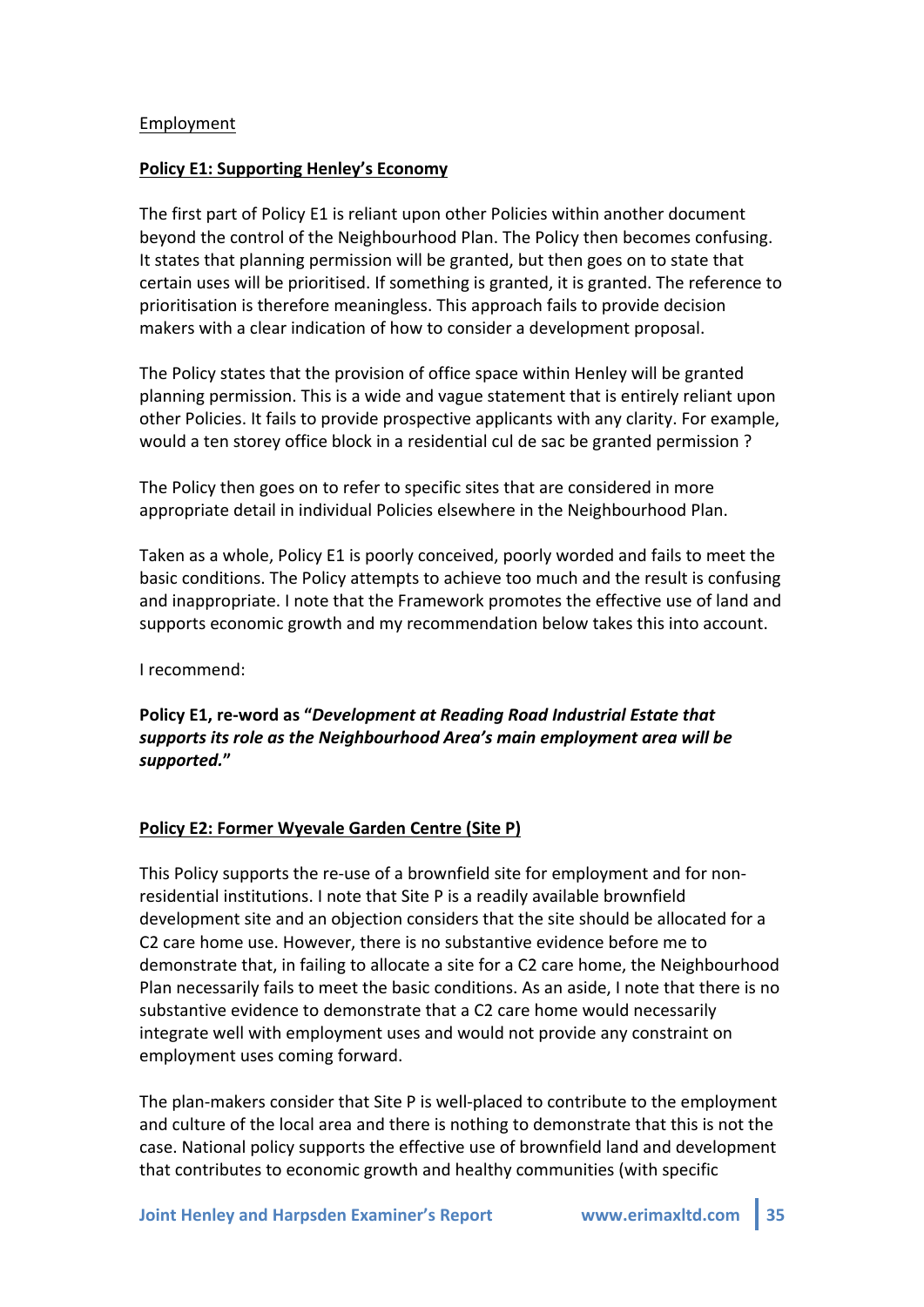<u>Employment</u>

**<u>Policy E1: Supporting Henley's Economy</u>**

The first part of Policy E1 is reliant upon other Policies within another document beyond the control of the Neighbourhood Plan. The Policy then becomes confusing. It states that planning permission will be granted, but then goes on to state that certain uses will be prioritised. If something is granted, it is granted. The reference to prioritisation is therefore meaningless. This approach fails to provide decision makers with a clear indication of how to consider a development proposal.

The Policy states that the provision of office space within Henley will be granted planning permission. This is a wide and vague statement that is entirely reliant upon other Policies. It fails to provide prospective applicants with any clarity. For example, would a ten storey office block in a residential cul de sac be granted permission ?

The Policy then goes on to refer to specific sites that are considered in more appropriate detail in individual Policies elsewhere in the Neighbourhood Plan.

Taken as a whole, Policy E1 is poorly conceived, poorly worded and fails to meet the basic conditions. The Policy attempts to achieve too much and the result is confusing and inappropriate. I note that the Framework promotes the effective use of land and supports economic growth and my recommendation below takes this into account.

I recommend:

**Policy E1, re-word as "*Development at Reading Road Industrial Estate that supports its role as the Neighbourhood Area's main employment area will be supported.*"**

**<u>Policy E2: Former Wyevale Garden Centre (Site P)</u>**

This Policy supports the re-use of a brownfield site for employment and for non-residential institutions. I note that Site P is a readily available brownfield development site and an objection considers that the site should be allocated for a C2 care home use. However, there is no substantive evidence before me to demonstrate that, in failing to allocate a site for a C2 care home, the Neighbourhood Plan necessarily fails to meet the basic conditions. As an aside, I note that there is no substantive evidence to demonstrate that a C2 care home would necessarily integrate well with employment uses and would not provide any constraint on employment uses coming forward.

The plan-makers consider that Site P is well-placed to contribute to the employment and culture of the local area and there is nothing to demonstrate that this is not the case. National policy supports the effective use of brownfield land and development that contributes to economic growth and healthy communities (with specific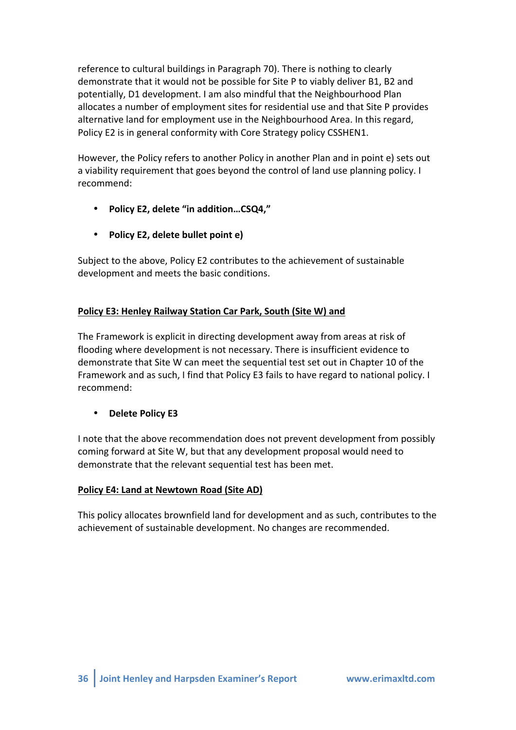reference to cultural buildings in Paragraph 70). There is nothing to clearly demonstrate that it would not be possible for Site P to viably deliver B1, B2 and potentially, D1 development. I am also mindful that the Neighbourhood Plan allocates a number of employment sites for residential use and that Site P provides alternative land for employment use in the Neighbourhood Area. In this regard, Policy E2 is in general conformity with Core Strategy policy CSSHEN1.

However, the Policy refers to another Policy in another Plan and in point e) sets out a viability requirement that goes beyond the control of land use planning policy. I recommend:

- **Policy E2, delete "in addition…CSQ4,"**
- **Policy E2, delete bullet point e)**

Subject to the above, Policy E2 contributes to the achievement of sustainable development and meets the basic conditions.

**<u>Policy E3: Henley Railway Station Car Park, South (Site W) and</u>**

The Framework is explicit in directing development away from areas at risk of flooding where development is not necessary. There is insufficient evidence to demonstrate that Site W can meet the sequential test set out in Chapter 10 of the Framework and as such, I find that Policy E3 fails to have regard to national policy. I recommend:

- **Delete Policy E3**

I note that the above recommendation does not prevent development from possibly coming forward at Site W, but that any development proposal would need to demonstrate that the relevant sequential test has been met.

**<u>Policy E4: Land at Newtown Road (Site AD)</u>**

This policy allocates brownfield land for development and as such, contributes to the achievement of sustainable development. No changes are recommended.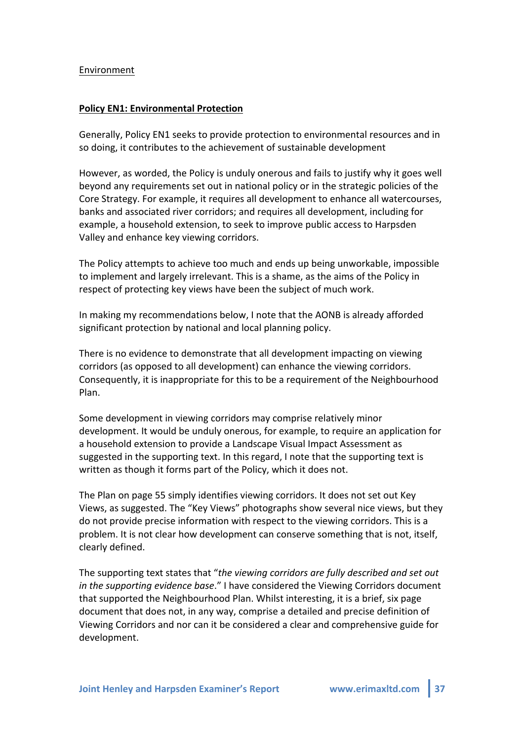Environment

**Policy EN1: Environmental Protection**

Generally, Policy EN1 seeks to provide protection to environmental resources and in so doing, it contributes to the achievement of sustainable development

However, as worded, the Policy is unduly onerous and fails to justify why it goes well beyond any requirements set out in national policy or in the strategic policies of the Core Strategy. For example, it requires all development to enhance all watercourses, banks and associated river corridors; and requires all development, including for example, a household extension, to seek to improve public access to Harpsden Valley and enhance key viewing corridors.

The Policy attempts to achieve too much and ends up being unworkable, impossible to implement and largely irrelevant. This is a shame, as the aims of the Policy in respect of protecting key views have been the subject of much work.

In making my recommendations below, I note that the AONB is already afforded significant protection by national and local planning policy.

There is no evidence to demonstrate that all development impacting on viewing corridors (as opposed to all development) can enhance the viewing corridors. Consequently, it is inappropriate for this to be a requirement of the Neighbourhood Plan.

Some development in viewing corridors may comprise relatively minor development. It would be unduly onerous, for example, to require an application for a household extension to provide a Landscape Visual Impact Assessment as suggested in the supporting text. In this regard, I note that the supporting text is written as though it forms part of the Policy, which it does not.

The Plan on page 55 simply identifies viewing corridors. It does not set out Key Views, as suggested. The "Key Views" photographs show several nice views, but they do not provide precise information with respect to the viewing corridors. This is a problem. It is not clear how development can conserve something that is not, itself, clearly defined.

The supporting text states that "*the viewing corridors are fully described and set out in the supporting evidence base*." I have considered the Viewing Corridors document that supported the Neighbourhood Plan. Whilst interesting, it is a brief, six page document that does not, in any way, comprise a detailed and precise definition of Viewing Corridors and nor can it be considered a clear and comprehensive guide for development.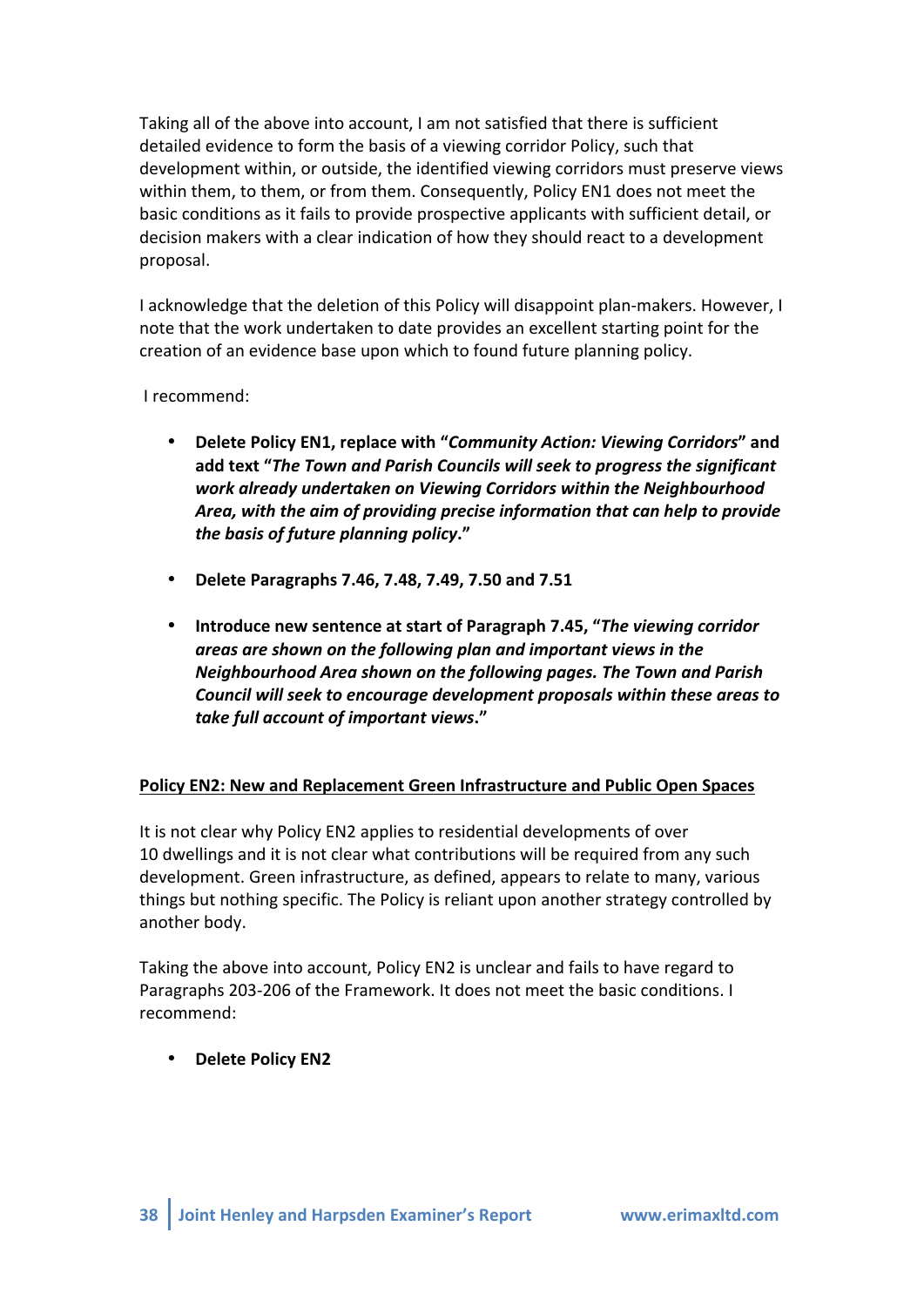Taking all of the above into account, I am not satisfied that there is sufficient detailed evidence to form the basis of a viewing corridor Policy, such that development within, or outside, the identified viewing corridors must preserve views within them, to them, or from them. Consequently, Policy EN1 does not meet the basic conditions as it fails to provide prospective applicants with sufficient detail, or decision makers with a clear indication of how they should react to a development proposal.

I acknowledge that the deletion of this Policy will disappoint plan-makers. However, I note that the work undertaken to date provides an excellent starting point for the creation of an evidence base upon which to found future planning policy.

I recommend:

- **Delete Policy EN1, replace with "*Community Action: Viewing Corridors*" and add text "*The Town and Parish Councils will seek to progress the significant work already undertaken on Viewing Corridors within the Neighbourhood Area, with the aim of providing precise information that can help to provide the basis of future planning policy*."**

- **Delete Paragraphs 7.46, 7.48, 7.49, 7.50 and 7.51**

- **Introduce new sentence at start of Paragraph 7.45, "*The viewing corridor areas are shown on the following plan and important views in the Neighbourhood Area shown on the following pages. The Town and Parish Council will seek to encourage development proposals within these areas to take full account of important views*."**

<u>Policy EN2: New and Replacement Green Infrastructure and Public Open Spaces</u>

It is not clear why Policy EN2 applies to residential developments of over 10 dwellings and it is not clear what contributions will be required from any such development. Green infrastructure, as defined, appears to relate to many, various things but nothing specific. The Policy is reliant upon another strategy controlled by another body.

Taking the above into account, Policy EN2 is unclear and fails to have regard to Paragraphs 203-206 of the Framework. It does not meet the basic conditions. I recommend:

- **Delete Policy EN2**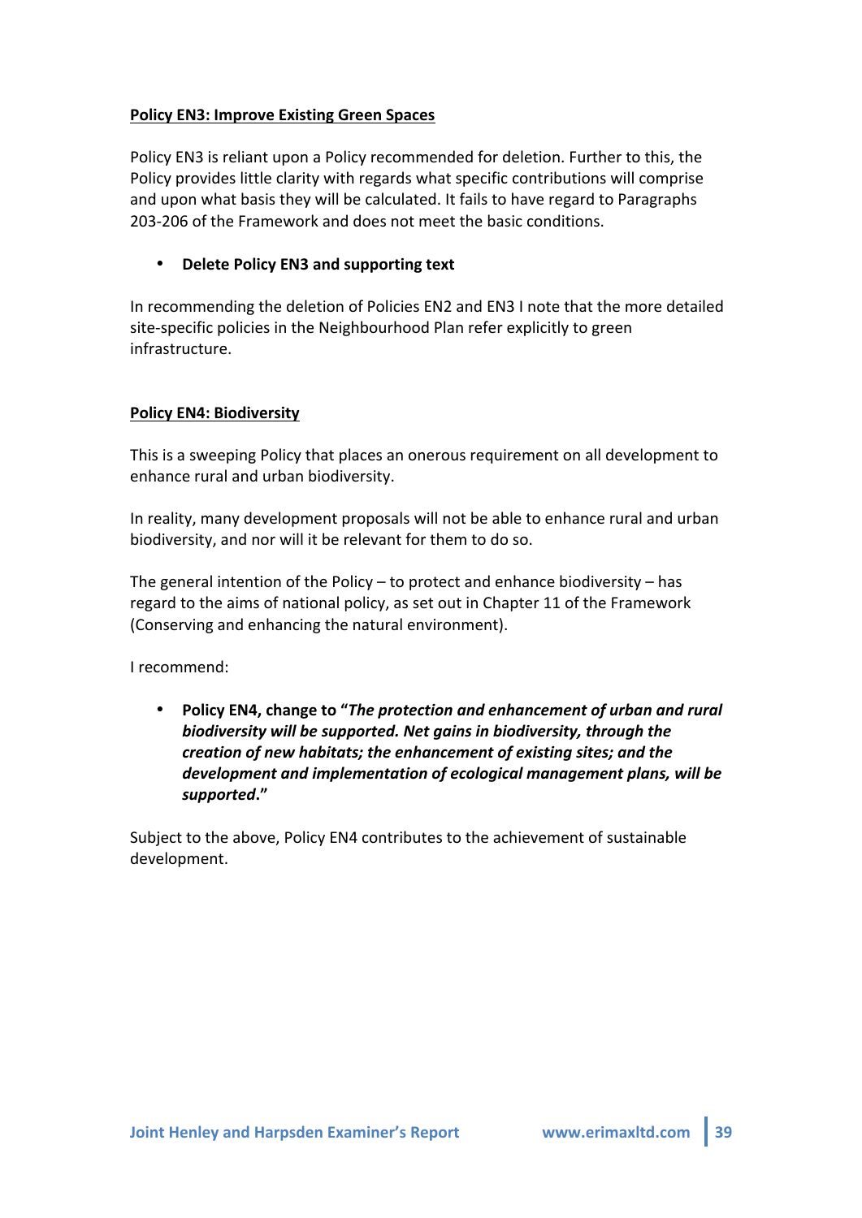**Policy EN3: Improve Existing Green Spaces**

Policy EN3 is reliant upon a Policy recommended for deletion. Further to this, the Policy provides little clarity with regards what specific contributions will comprise and upon what basis they will be calculated. It fails to have regard to Paragraphs 203-206 of the Framework and does not meet the basic conditions.

- **Delete Policy EN3 and supporting text**

In recommending the deletion of Policies EN2 and EN3 I note that the more detailed site-specific policies in the Neighbourhood Plan refer explicitly to green infrastructure.

**Policy EN4: Biodiversity**

This is a sweeping Policy that places an onerous requirement on all development to enhance rural and urban biodiversity.

In reality, many development proposals will not be able to enhance rural and urban biodiversity, and nor will it be relevant for them to do so.

The general intention of the Policy – to protect and enhance biodiversity – has regard to the aims of national policy, as set out in Chapter 11 of the Framework (Conserving and enhancing the natural environment).

I recommend:

- **Policy EN4, change to "*The protection and enhancement of urban and rural biodiversity will be supported. Net gains in biodiversity, through the creation of new habitats; the enhancement of existing sites; and the development and implementation of ecological management plans, will be supported*."**

Subject to the above, Policy EN4 contributes to the achievement of sustainable development.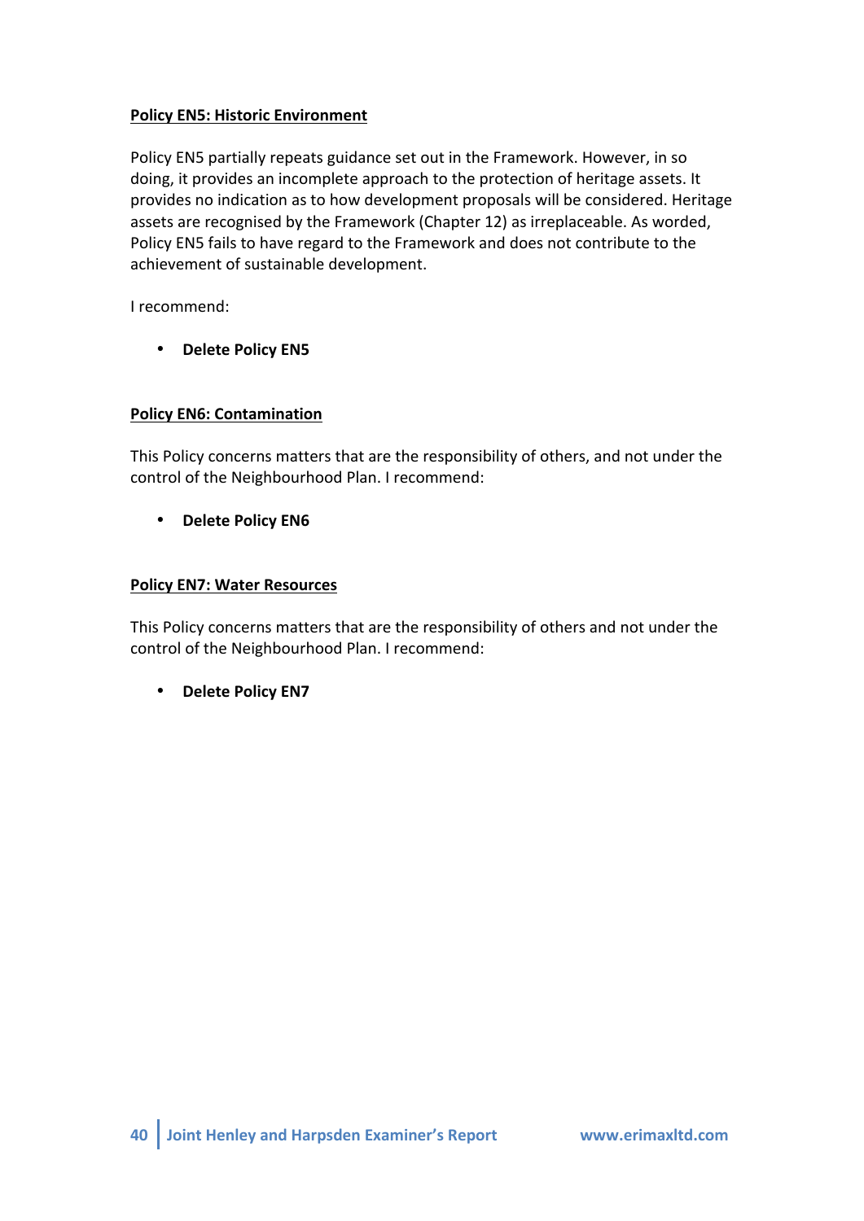**Policy EN5: Historic Environment**

Policy EN5 partially repeats guidance set out in the Framework. However, in so doing, it provides an incomplete approach to the protection of heritage assets. It provides no indication as to how development proposals will be considered. Heritage assets are recognised by the Framework (Chapter 12) as irreplaceable. As worded, Policy EN5 fails to have regard to the Framework and does not contribute to the achievement of sustainable development.

I recommend:

- **Delete Policy EN5**

**Policy EN6: Contamination**

This Policy concerns matters that are the responsibility of others, and not under the control of the Neighbourhood Plan. I recommend:

- **Delete Policy EN6**

**Policy EN7: Water Resources**

This Policy concerns matters that are the responsibility of others and not under the control of the Neighbourhood Plan. I recommend:

- **Delete Policy EN7**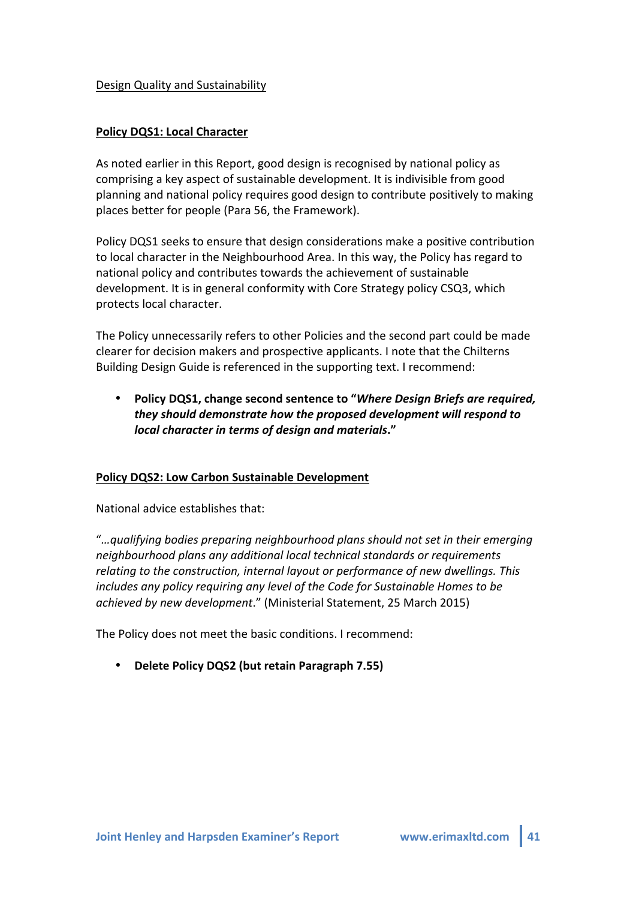Design Quality and Sustainability

**Policy DQS1: Local Character**

As noted earlier in this Report, good design is recognised by national policy as comprising a key aspect of sustainable development. It is indivisible from good planning and national policy requires good design to contribute positively to making places better for people (Para 56, the Framework).

Policy DQS1 seeks to ensure that design considerations make a positive contribution to local character in the Neighbourhood Area. In this way, the Policy has regard to national policy and contributes towards the achievement of sustainable development. It is in general conformity with Core Strategy policy CSQ3, which protects local character.

The Policy unnecessarily refers to other Policies and the second part could be made clearer for decision makers and prospective applicants. I note that the Chilterns Building Design Guide is referenced in the supporting text. I recommend:

- **Policy DQS1, change second sentence to "*Where Design Briefs are required, they should demonstrate how the proposed development will respond to local character in terms of design and materials*."**

**Policy DQS2: Low Carbon Sustainable Development**

National advice establishes that:

"*…qualifying bodies preparing neighbourhood plans should not set in their emerging neighbourhood plans any additional local technical standards or requirements relating to the construction, internal layout or performance of new dwellings. This includes any policy requiring any level of the Code for Sustainable Homes to be achieved by new development*." (Ministerial Statement, 25 March 2015)

The Policy does not meet the basic conditions. I recommend:

- **Delete Policy DQS2 (but retain Paragraph 7.55)**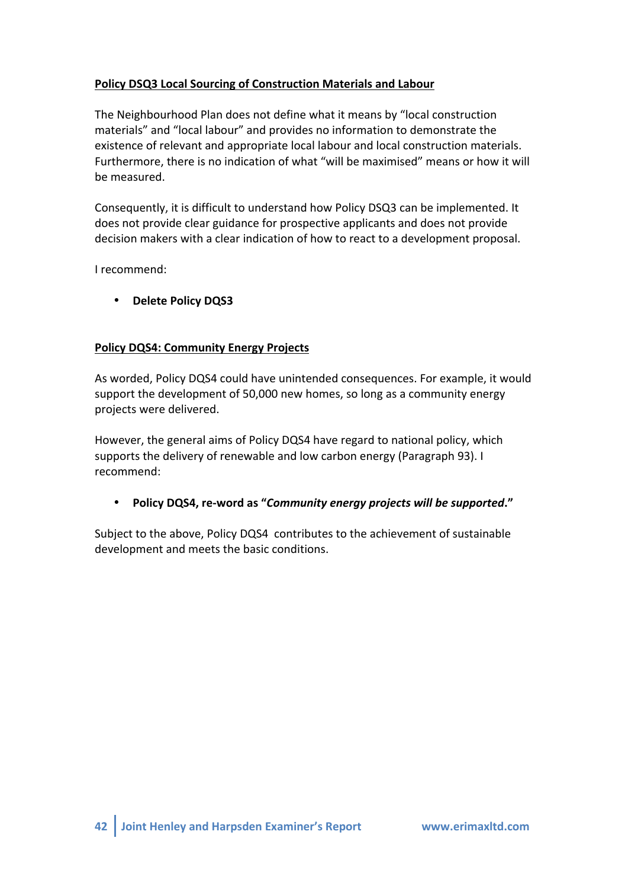**Policy DSQ3 Local Sourcing of Construction Materials and Labour**

The Neighbourhood Plan does not define what it means by "local construction materials" and "local labour" and provides no information to demonstrate the existence of relevant and appropriate local labour and local construction materials. Furthermore, there is no indication of what "will be maximised" means or how it will be measured.

Consequently, it is difficult to understand how Policy DSQ3 can be implemented. It does not provide clear guidance for prospective applicants and does not provide decision makers with a clear indication of how to react to a development proposal.

I recommend:

- **Delete Policy DQS3**

**Policy DQS4: Community Energy Projects**

As worded, Policy DQS4 could have unintended consequences. For example, it would support the development of 50,000 new homes, so long as a community energy projects were delivered.

However, the general aims of Policy DQS4 have regard to national policy, which supports the delivery of renewable and low carbon energy (Paragraph 93). I recommend:

- **Policy DQS4, re-word as "*Community energy projects will be supported*."**

Subject to the above, Policy DQS4 contributes to the achievement of sustainable development and meets the basic conditions.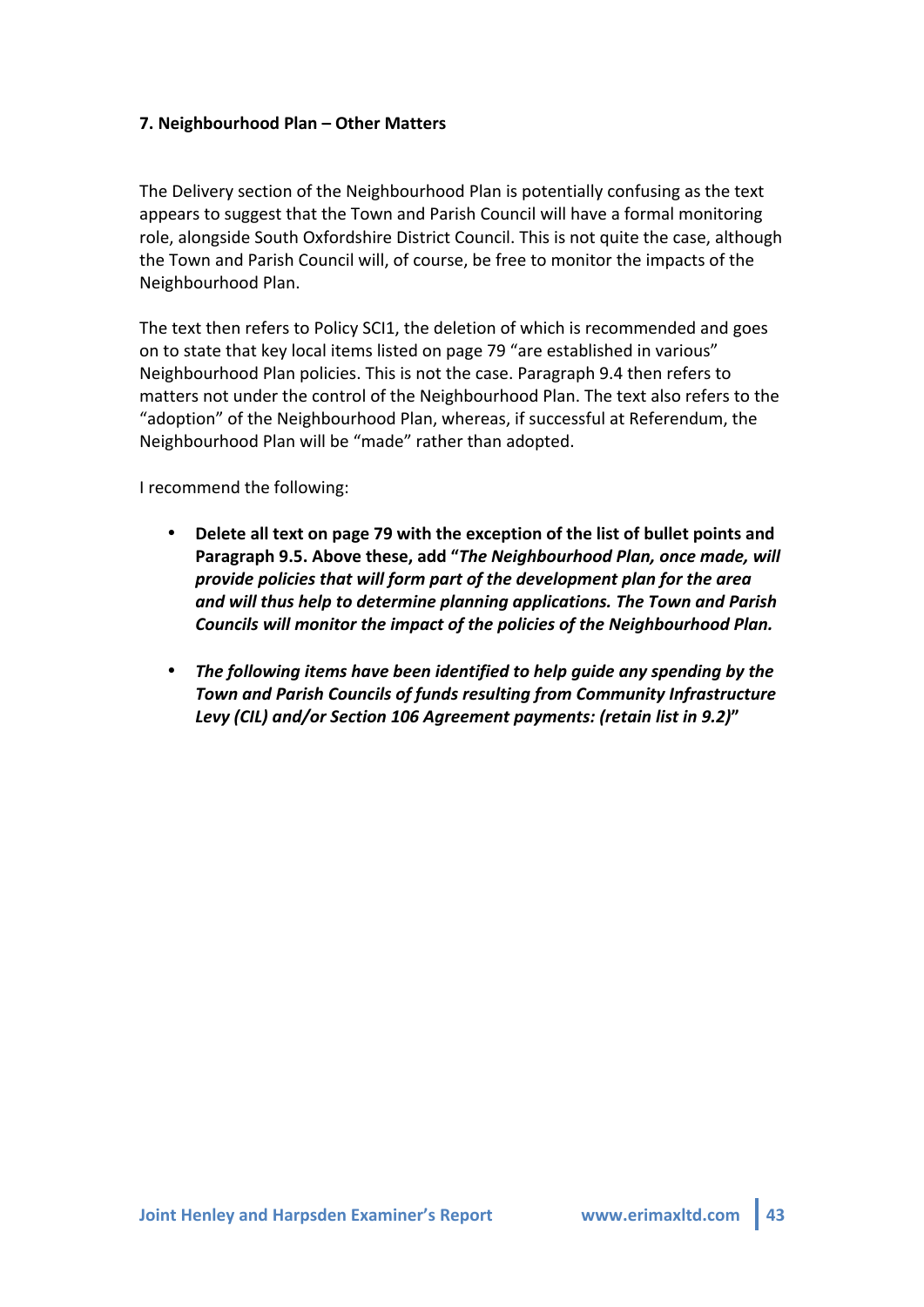### 7. Neighbourhood Plan – Other Matters

The Delivery section of the Neighbourhood Plan is potentially confusing as the text appears to suggest that the Town and Parish Council will have a formal monitoring role, alongside South Oxfordshire District Council. This is not quite the case, although the Town and Parish Council will, of course, be free to monitor the impacts of the Neighbourhood Plan.

The text then refers to Policy SCI1, the deletion of which is recommended and goes on to state that key local items listed on page 79 "are established in various" Neighbourhood Plan policies. This is not the case. Paragraph 9.4 then refers to matters not under the control of the Neighbourhood Plan. The text also refers to the "adoption" of the Neighbourhood Plan, whereas, if successful at Referendum, the Neighbourhood Plan will be "made" rather than adopted.

I recommend the following:

- **Delete all text on page 79 with the exception of the list of bullet points and Paragraph 9.5. Above these, add "*The Neighbourhood Plan, once made, will provide policies that will form part of the development plan for the area and will thus help to determine planning applications. The Town and Parish Councils will monitor the impact of the policies of the Neighbourhood Plan.***

- ***The following items have been identified to help guide any spending by the Town and Parish Councils of funds resulting from Community Infrastructure Levy (CIL) and/or Section 106 Agreement payments: (retain list in 9.2)*"**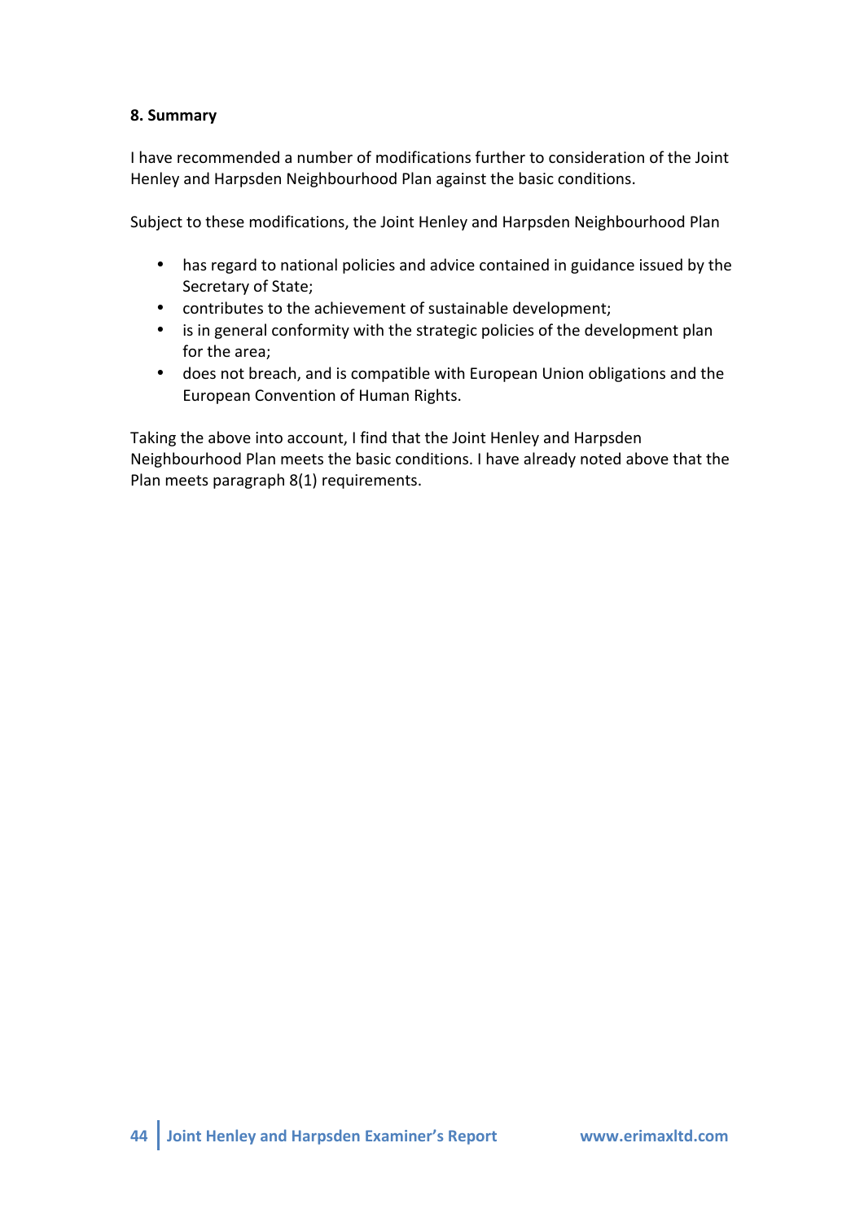## 8. Summary

I have recommended a number of modifications further to consideration of the Joint Henley and Harpsden Neighbourhood Plan against the basic conditions.

Subject to these modifications, the Joint Henley and Harpsden Neighbourhood Plan

- has regard to national policies and advice contained in guidance issued by the Secretary of State;
- contributes to the achievement of sustainable development;
- is in general conformity with the strategic policies of the development plan for the area;
- does not breach, and is compatible with European Union obligations and the European Convention of Human Rights.

Taking the above into account, I find that the Joint Henley and Harpsden Neighbourhood Plan meets the basic conditions. I have already noted above that the Plan meets paragraph 8(1) requirements.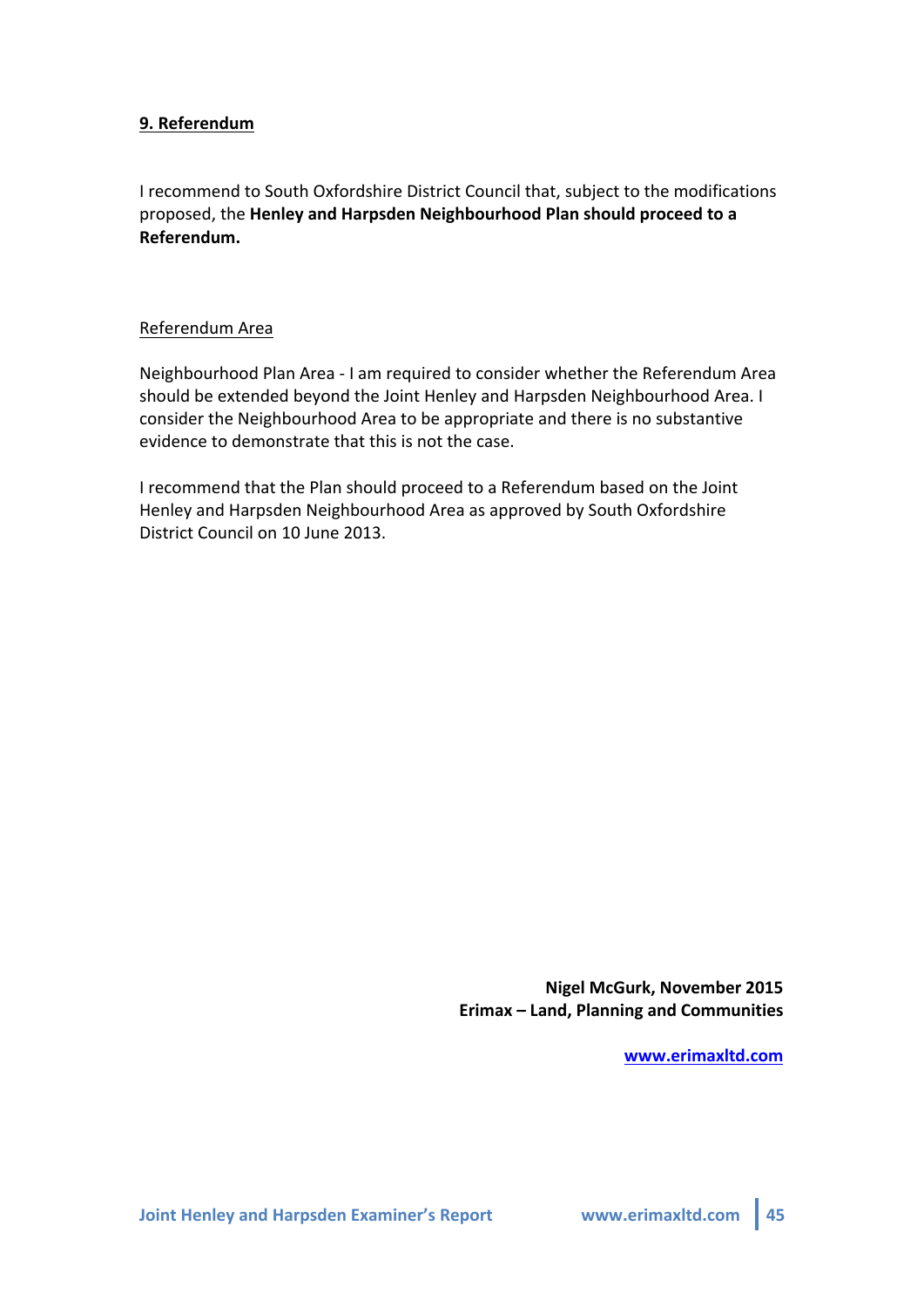## 9. Referendum

I recommend to South Oxfordshire District Council that, subject to the modifications proposed, the **Henley and Harpsden Neighbourhood Plan should proceed to a Referendum.**

### Referendum Area

Neighbourhood Plan Area - I am required to consider whether the Referendum Area should be extended beyond the Joint Henley and Harpsden Neighbourhood Area. I consider the Neighbourhood Area to be appropriate and there is no substantive evidence to demonstrate that this is not the case.

I recommend that the Plan should proceed to a Referendum based on the Joint Henley and Harpsden Neighbourhood Area as approved by South Oxfordshire District Council on 10 June 2013.

**Nigel McGurk, November 2015**
**Erimax – Land, Planning and Communities**

**www.erimaxltd.com**